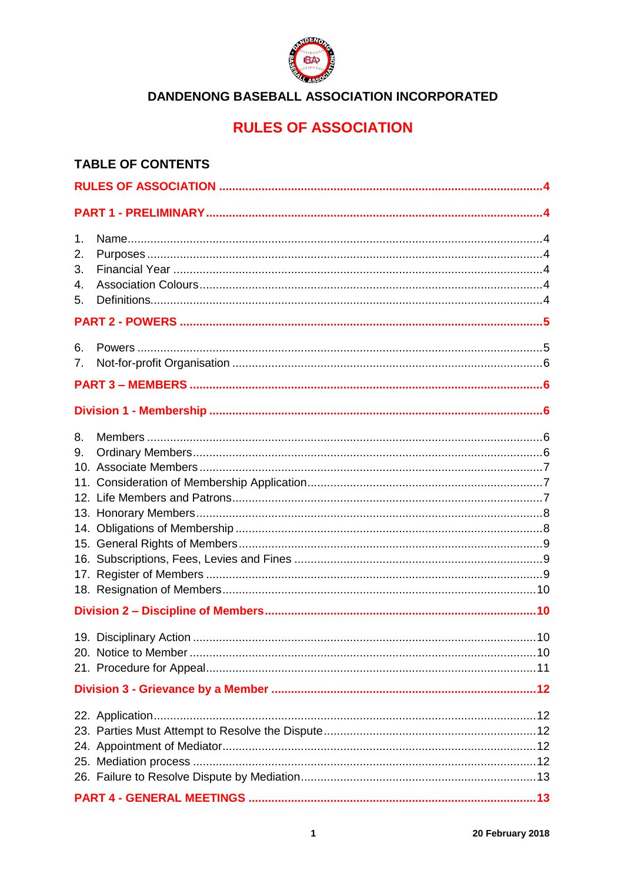# DANDENONG BASEBALL ASSOCIATION INCORPORATED

## RULES OF ASSOCIATION

### TABLE OF CONTENTS

**RULES OF ASSOCIATION .......... 4**

**PART 1 - PRELIMINARY .......... 4**

1. Name .......... 4
2. Purposes .......... 4
3. Financial Year .......... 4
4. Association Colours .......... 4
5. Definitions .......... 4

**PART 2 - POWERS .......... 5**

6. Powers .......... 5
7. Not-for-profit Organisation .......... 6

**PART 3 – MEMBERS .......... 6**

**Division 1 - Membership .......... 6**

8. Members .......... 6
9. Ordinary Members .......... 6
10. Associate Members .......... 7
11. Consideration of Membership Application .......... 7
12. Life Members and Patrons .......... 7
13. Honorary Members .......... 8
14. Obligations of Membership .......... 8
15. General Rights of Members .......... 9
16. Subscriptions, Fees, Levies and Fines .......... 9
17. Register of Members .......... 9
18. Resignation of Members .......... 10

**Division 2 – Discipline of Members .......... 10**

19. Disciplinary Action .......... 10
20. Notice to Member .......... 10
21. Procedure for Appeal .......... 11

**Division 3 - Grievance by a Member .......... 12**

22. Application .......... 12
23. Parties Must Attempt to Resolve the Dispute .......... 12
24. Appointment of Mediator .......... 12
25. Mediation process .......... 12
26. Failure to Resolve Dispute by Mediation .......... 13

**PART 4 - GENERAL MEETINGS .......... 13**

20 February 2018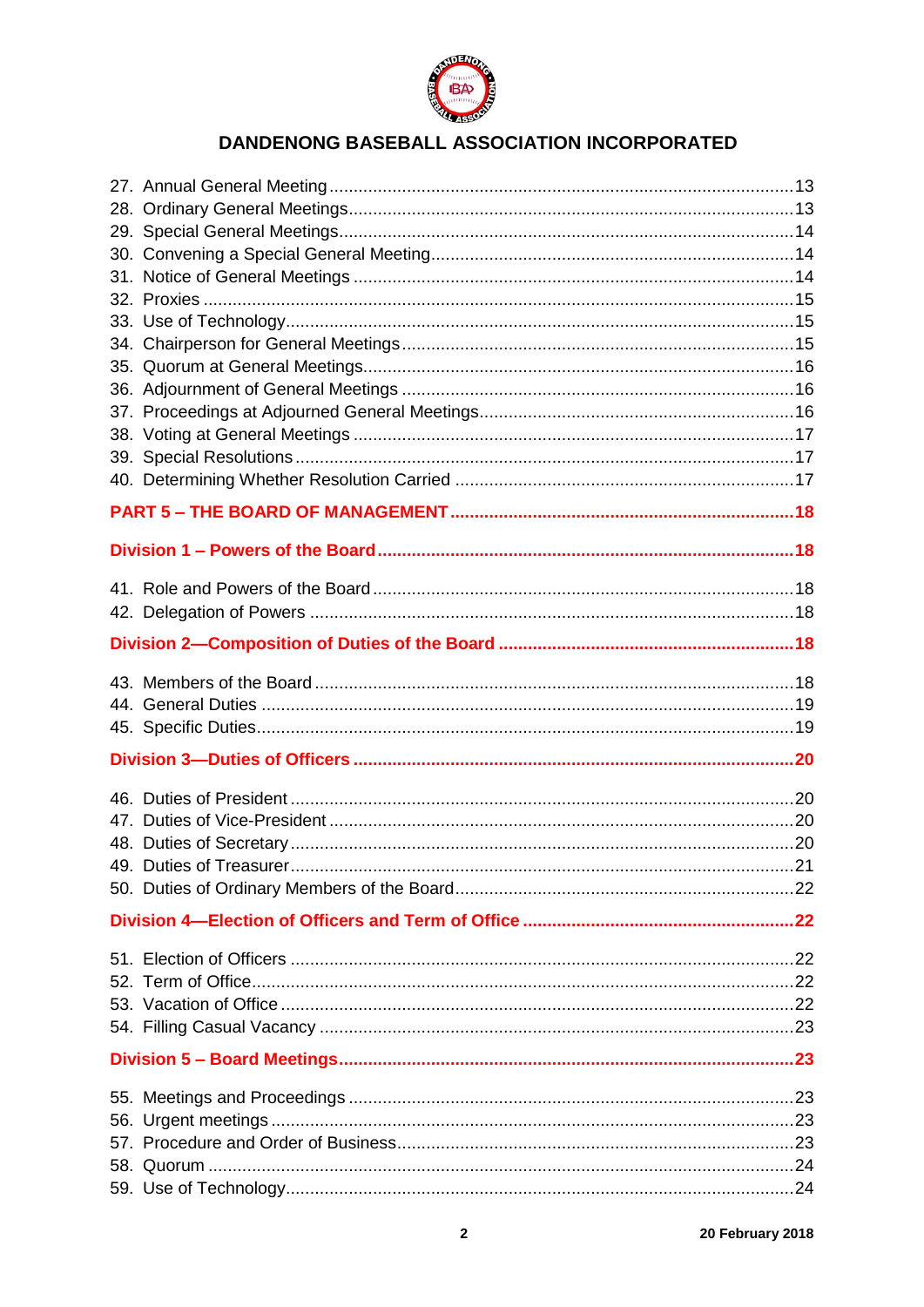27. Annual General Meeting ........................................................................................13
28. Ordinary General Meetings....................................................................................13
29. Special General Meetings.......................................................................................14
30. Convening a Special General Meeting....................................................................14
31. Notice of General Meetings ....................................................................................14
32. Proxies ....................................................................................................................15
33. Use of Technology...................................................................................................15
34. Chairperson for General Meetings..........................................................................15
35. Quorum at General Meetings..................................................................................16
36. Adjournment of General Meetings ..........................................................................16
37. Proceedings at Adjourned General Meetings..........................................................16
38. Voting at General Meetings ....................................................................................17
39. Special Resolutions.................................................................................................17
40. Determining Whether Resolution Carried ...............................................................17

**PART 5 – THE BOARD OF MANAGEMENT ...........................................................18**

**Division 1 – Powers of the Board ..........................................................................18**

41. Role and Powers of the Board ................................................................................18
42. Delegation of Powers .............................................................................................18

**Division 2—Composition of Duties of the Board .....................................................18**

43. Members of the Board .............................................................................................18
44. General Duties ........................................................................................................19
45. Specific Duties.........................................................................................................19

**Division 3—Duties of Officers ..................................................................................20**

46. Duties of President ..................................................................................................20
47. Duties of Vice-President ..........................................................................................20
48. Duties of Secretary ..................................................................................................20
49. Duties of Treasurer ..................................................................................................21
50. Duties of Ordinary Members of the Board................................................................22

**Division 4—Election of Officers and Term of Office ................................................22**

51. Election of Officers ..................................................................................................22
52. Term of Office...........................................................................................................22
53. Vacation of Office ....................................................................................................22
54. Filling Casual Vacancy ............................................................................................23

**Division 5 – Board Meetings.....................................................................................23**

55. Meetings and Proceedings ......................................................................................23
56. Urgent meetings .......................................................................................................23
57. Procedure and Order of Business.............................................................................23
58. Quorum ....................................................................................................................24
59. Use of Technology....................................................................................................24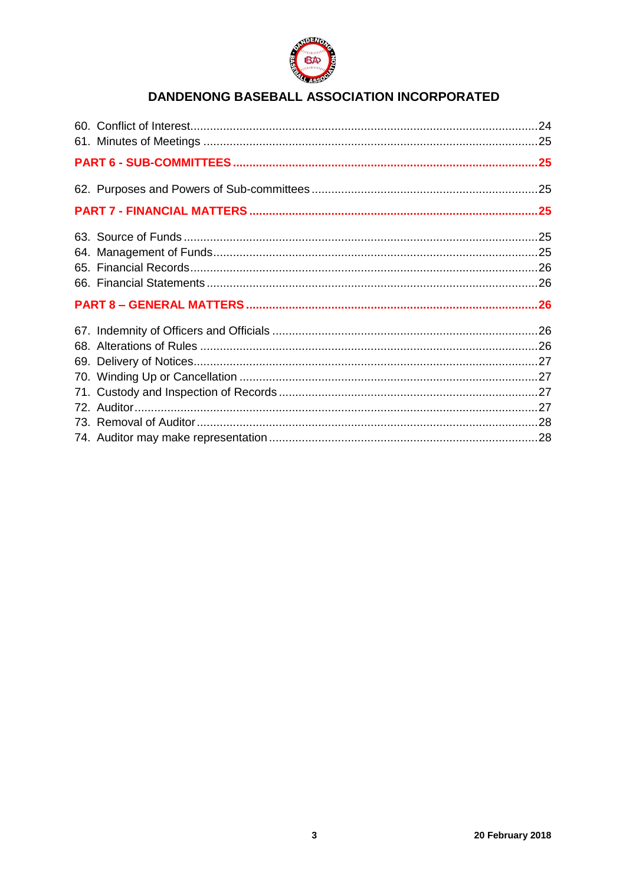60. Conflict of Interest........................................................................................................24
61. Minutes of Meetings ......................................................................................................25

**PART 6 - SUB-COMMITTEES ...........................................................................................25**

62. Purposes and Powers of Sub-committees .....................................................................25

**PART 7 - FINANCIAL MATTERS .......................................................................................25**

63. Source of Funds ............................................................................................................25
64. Management of Funds...................................................................................................25
65. Financial Records..........................................................................................................26
66. Financial Statements .....................................................................................................26

**PART 8 – GENERAL MATTERS .........................................................................................26**

67. Indemnity of Officers and Officials .................................................................................26
68. Alterations of Rules .......................................................................................................26
69. Delivery of Notices.........................................................................................................27
70. Winding Up or Cancellation ...........................................................................................27
71. Custody and Inspection of Records ...............................................................................27
72. Auditor...........................................................................................................................27
73. Removal of Auditor ........................................................................................................28
74. Auditor may make representation .................................................................................28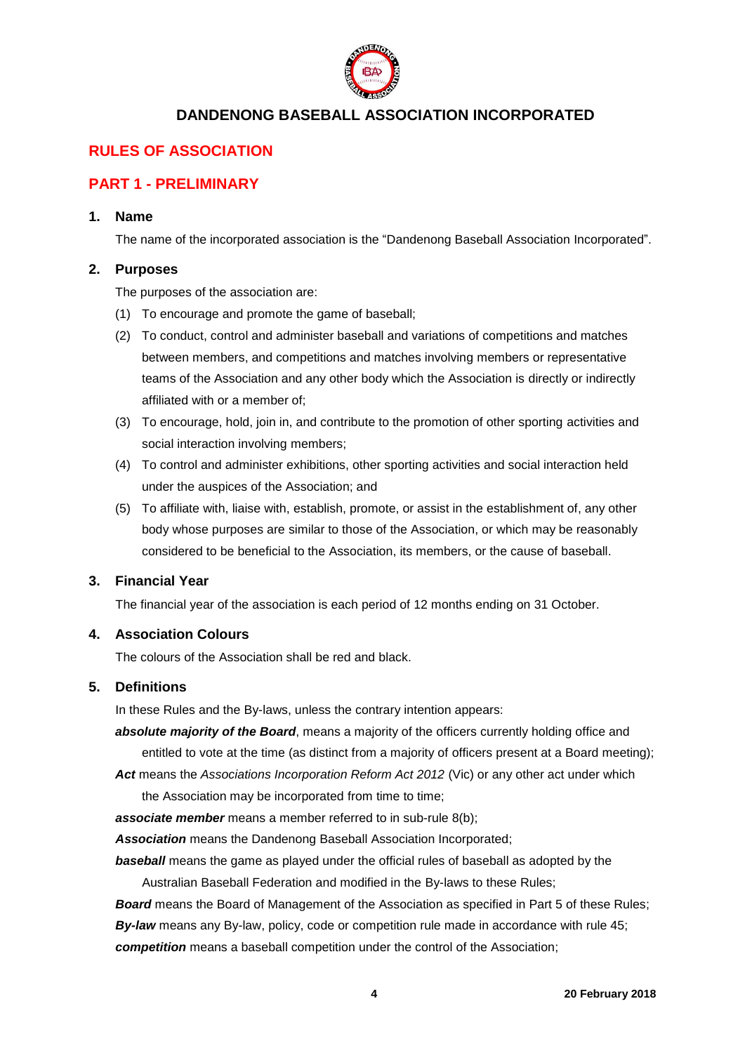# DANDENONG BASEBALL ASSOCIATION INCORPORATED

## RULES OF ASSOCIATION

## PART 1 - PRELIMINARY

### 1. Name

The name of the incorporated association is the "Dandenong Baseball Association Incorporated".

### 2. Purposes

The purposes of the association are:

(1) To encourage and promote the game of baseball;

(2) To conduct, control and administer baseball and variations of competitions and matches between members, and competitions and matches involving members or representative teams of the Association and any other body which the Association is directly or indirectly affiliated with or a member of;

(3) To encourage, hold, join in, and contribute to the promotion of other sporting activities and social interaction involving members;

(4) To control and administer exhibitions, other sporting activities and social interaction held under the auspices of the Association; and

(5) To affiliate with, liaise with, establish, promote, or assist in the establishment of, any other body whose purposes are similar to those of the Association, or which may be reasonably considered to be beneficial to the Association, its members, or the cause of baseball.

### 3. Financial Year

The financial year of the association is each period of 12 months ending on 31 October.

### 4. Association Colours

The colours of the Association shall be red and black.

### 5. Definitions

In these Rules and the By-laws, unless the contrary intention appears:

***absolute majority of the Board***, means a majority of the officers currently holding office and entitled to vote at the time (as distinct from a majority of officers present at a Board meeting);

***Act*** means the *Associations Incorporation Reform Act 2012* (Vic) or any other act under which the Association may be incorporated from time to time;

***associate member*** means a member referred to in sub-rule 8(b);

***Association*** means the Dandenong Baseball Association Incorporated;

***baseball*** means the game as played under the official rules of baseball as adopted by the Australian Baseball Federation and modified in the By-laws to these Rules;

***Board*** means the Board of Management of the Association as specified in Part 5 of these Rules;

***By-law*** means any By-law, policy, code or competition rule made in accordance with rule 45;

***competition*** means a baseball competition under the control of the Association;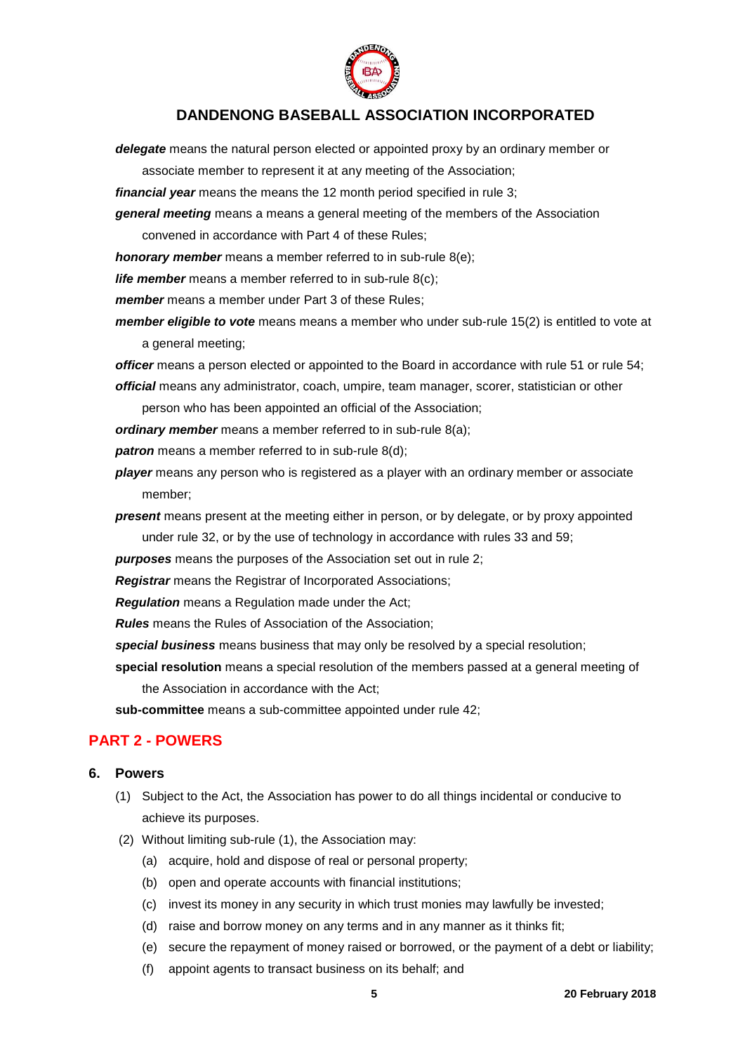***delegate*** means the natural person elected or appointed proxy by an ordinary member or associate member to represent it at any meeting of the Association;

***financial year*** means the means the 12 month period specified in rule 3;

***general meeting*** means a means a general meeting of the members of the Association convened in accordance with Part 4 of these Rules;

***honorary member*** means a member referred to in sub-rule 8(e);

***life member*** means a member referred to in sub-rule 8(c);

***member*** means a member under Part 3 of these Rules;

***member eligible to vote*** means means a member who under sub-rule 15(2) is entitled to vote at a general meeting;

***officer*** means a person elected or appointed to the Board in accordance with rule 51 or rule 54;

***official*** means any administrator, coach, umpire, team manager, scorer, statistician or other person who has been appointed an official of the Association;

***ordinary member*** means a member referred to in sub-rule 8(a);

***patron*** means a member referred to in sub-rule 8(d);

***player*** means any person who is registered as a player with an ordinary member or associate member;

***present*** means present at the meeting either in person, or by delegate, or by proxy appointed under rule 32, or by the use of technology in accordance with rules 33 and 59;

***purposes*** means the purposes of the Association set out in rule 2;

***Registrar*** means the Registrar of Incorporated Associations;

***Regulation*** means a Regulation made under the Act;

***Rules*** means the Rules of Association of the Association;

***special business*** means business that may only be resolved by a special resolution;

**special resolution** means a special resolution of the members passed at a general meeting of the Association in accordance with the Act;

**sub-committee** means a sub-committee appointed under rule 42;

## PART 2 - POWERS

### 6. Powers

(1) Subject to the Act, the Association has power to do all things incidental or conducive to achieve its purposes.

(2) Without limiting sub-rule (1), the Association may:

(a) acquire, hold and dispose of real or personal property;

(b) open and operate accounts with financial institutions;

(c) invest its money in any security in which trust monies may lawfully be invested;

(d) raise and borrow money on any terms and in any manner as it thinks fit;

(e) secure the repayment of money raised or borrowed, or the payment of a debt or liability;

(f) appoint agents to transact business on its behalf; and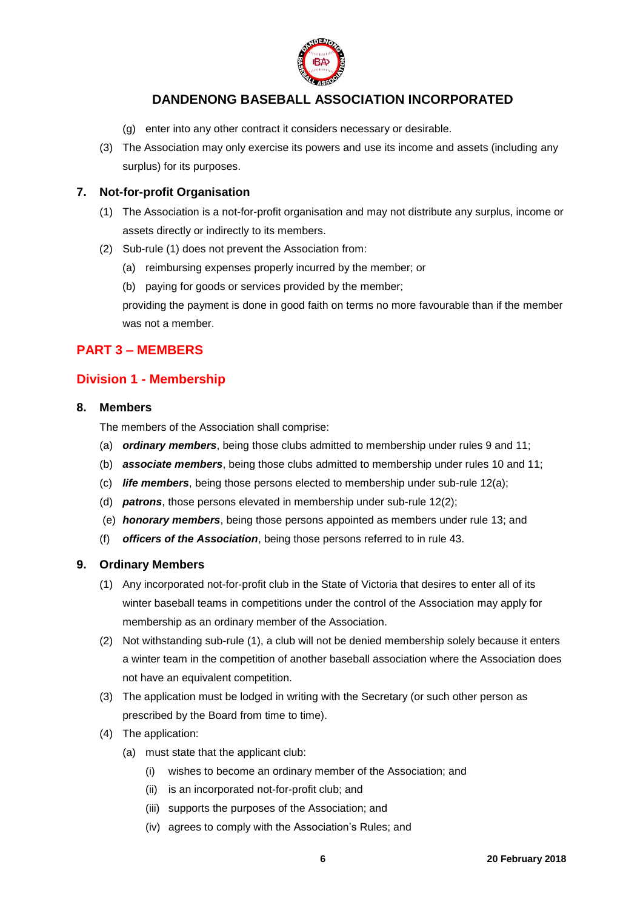(g) enter into any other contract it considers necessary or desirable.

(3) The Association may only exercise its powers and use its income and assets (including any surplus) for its purposes.

### 7. Not-for-profit Organisation

(1) The Association is a not-for-profit organisation and may not distribute any surplus, income or assets directly or indirectly to its members.

(2) Sub-rule (1) does not prevent the Association from:

(a) reimbursing expenses properly incurred by the member; or

(b) paying for goods or services provided by the member;

providing the payment is done in good faith on terms no more favourable than if the member was not a member.

## PART 3 – MEMBERS

## Division 1 - Membership

### 8. Members

The members of the Association shall comprise:

(a) ***ordinary members***, being those clubs admitted to membership under rules 9 and 11;

(b) ***associate members***, being those clubs admitted to membership under rules 10 and 11;

(c) ***life members***, being those persons elected to membership under sub-rule 12(a);

(d) ***patrons***, those persons elevated in membership under sub-rule 12(2);

(e) ***honorary members***, being those persons appointed as members under rule 13; and

(f) ***officers of the Association***, being those persons referred to in rule 43.

### 9. Ordinary Members

(1) Any incorporated not-for-profit club in the State of Victoria that desires to enter all of its winter baseball teams in competitions under the control of the Association may apply for membership as an ordinary member of the Association.

(2) Not withstanding sub-rule (1), a club will not be denied membership solely because it enters a winter team in the competition of another baseball association where the Association does not have an equivalent competition.

(3) The application must be lodged in writing with the Secretary (or such other person as prescribed by the Board from time to time).

(4) The application:

(a) must state that the applicant club:

(i) wishes to become an ordinary member of the Association; and

(ii) is an incorporated not-for-profit club; and

(iii) supports the purposes of the Association; and

(iv) agrees to comply with the Association's Rules; and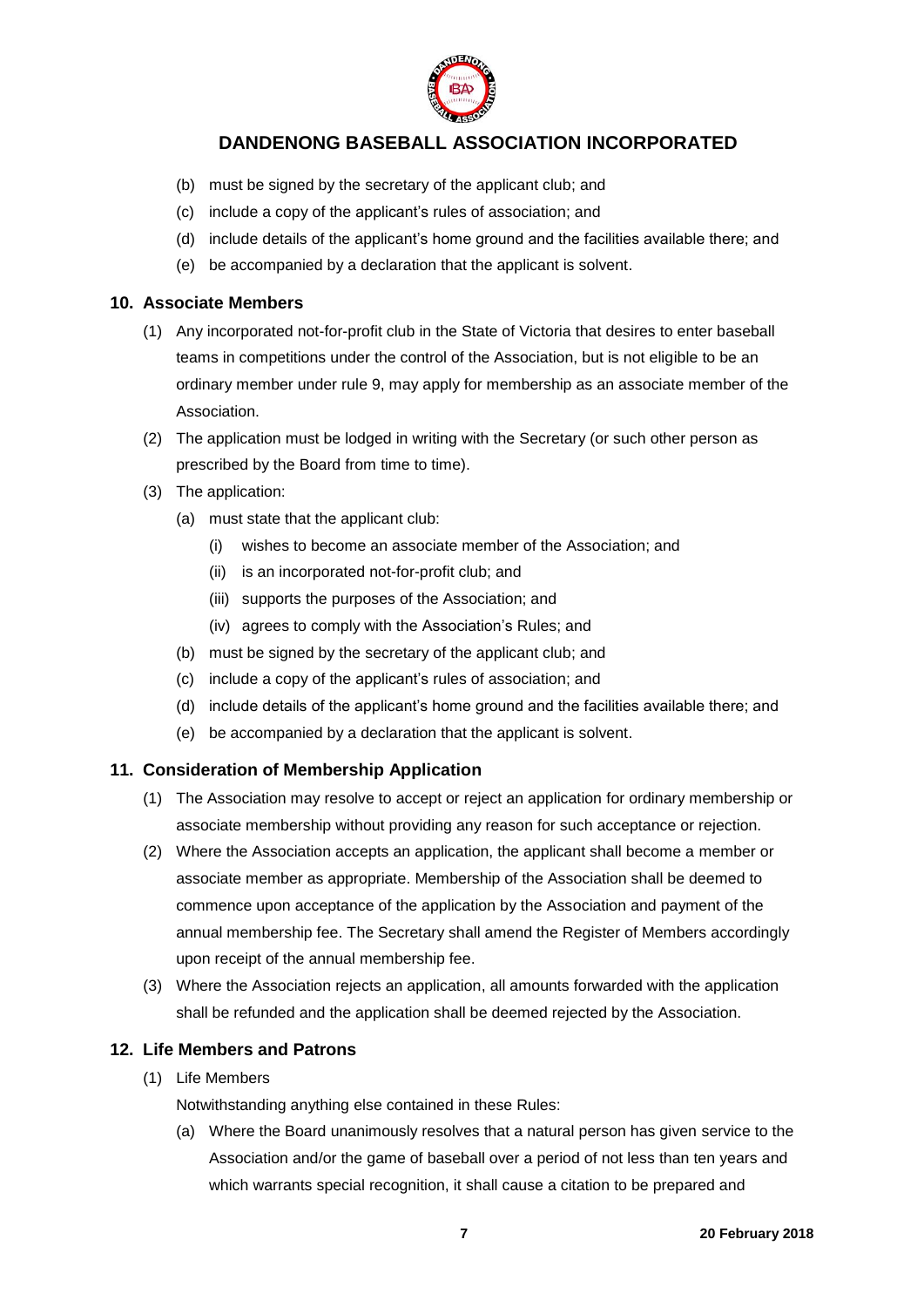(b) must be signed by the secretary of the applicant club; and

(c) include a copy of the applicant's rules of association; and

(d) include details of the applicant's home ground and the facilities available there; and

(e) be accompanied by a declaration that the applicant is solvent.

### 10. Associate Members

(1) Any incorporated not-for-profit club in the State of Victoria that desires to enter baseball teams in competitions under the control of the Association, but is not eligible to be an ordinary member under rule 9, may apply for membership as an associate member of the Association.

(2) The application must be lodged in writing with the Secretary (or such other person as prescribed by the Board from time to time).

(3) The application:

  (a) must state that the applicant club:

    (i) wishes to become an associate member of the Association; and

    (ii) is an incorporated not-for-profit club; and

    (iii) supports the purposes of the Association; and

    (iv) agrees to comply with the Association's Rules; and

  (b) must be signed by the secretary of the applicant club; and

  (c) include a copy of the applicant's rules of association; and

  (d) include details of the applicant's home ground and the facilities available there; and

  (e) be accompanied by a declaration that the applicant is solvent.

### 11. Consideration of Membership Application

(1) The Association may resolve to accept or reject an application for ordinary membership or associate membership without providing any reason for such acceptance or rejection.

(2) Where the Association accepts an application, the applicant shall become a member or associate member as appropriate. Membership of the Association shall be deemed to commence upon acceptance of the application by the Association and payment of the annual membership fee. The Secretary shall amend the Register of Members accordingly upon receipt of the annual membership fee.

(3) Where the Association rejects an application, all amounts forwarded with the application shall be refunded and the application shall be deemed rejected by the Association.

### 12. Life Members and Patrons

(1) Life Members

Notwithstanding anything else contained in these Rules:

  (a) Where the Board unanimously resolves that a natural person has given service to the Association and/or the game of baseball over a period of not less than ten years and which warrants special recognition, it shall cause a citation to be prepared and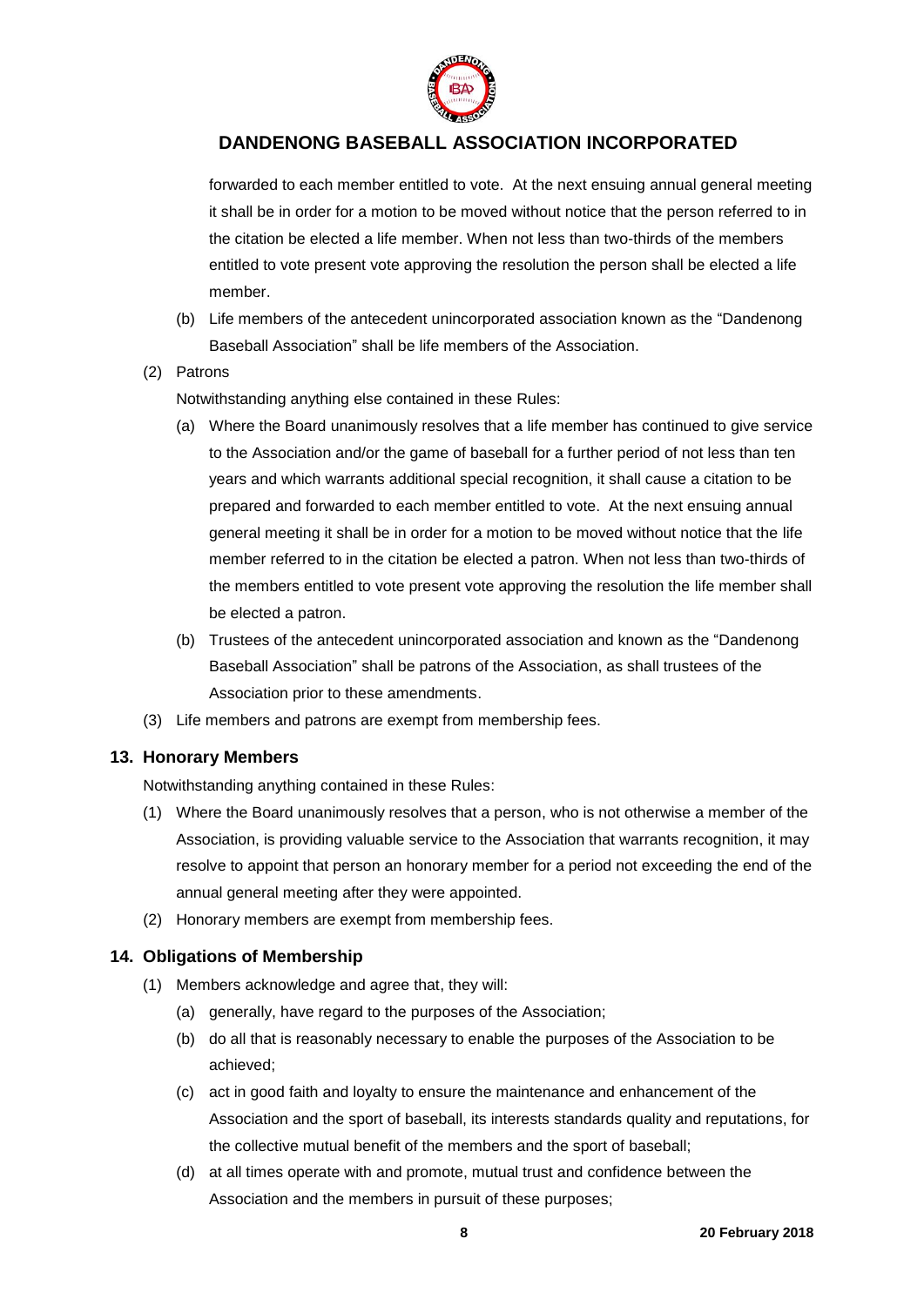forwarded to each member entitled to vote. At the next ensuing annual general meeting it shall be in order for a motion to be moved without notice that the person referred to in the citation be elected a life member. When not less than two-thirds of the members entitled to vote present vote approving the resolution the person shall be elected a life member.

   (b) Life members of the antecedent unincorporated association known as the "Dandenong Baseball Association" shall be life members of the Association.

(2) Patrons

   Notwithstanding anything else contained in these Rules:

   (a) Where the Board unanimously resolves that a life member has continued to give service to the Association and/or the game of baseball for a further period of not less than ten years and which warrants additional special recognition, it shall cause a citation to be prepared and forwarded to each member entitled to vote. At the next ensuing annual general meeting it shall be in order for a motion to be moved without notice that the life member referred to in the citation be elected a patron. When not less than two-thirds of the members entitled to vote present vote approving the resolution the life member shall be elected a patron.

   (b) Trustees of the antecedent unincorporated association and known as the "Dandenong Baseball Association" shall be patrons of the Association, as shall trustees of the Association prior to these amendments.

(3) Life members and patrons are exempt from membership fees.

### 13. Honorary Members

Notwithstanding anything contained in these Rules:

(1) Where the Board unanimously resolves that a person, who is not otherwise a member of the Association, is providing valuable service to the Association that warrants recognition, it may resolve to appoint that person an honorary member for a period not exceeding the end of the annual general meeting after they were appointed.

(2) Honorary members are exempt from membership fees.

### 14. Obligations of Membership

(1) Members acknowledge and agree that, they will:

   (a) generally, have regard to the purposes of the Association;

   (b) do all that is reasonably necessary to enable the purposes of the Association to be achieved;

   (c) act in good faith and loyalty to ensure the maintenance and enhancement of the Association and the sport of baseball, its interests standards quality and reputations, for the collective mutual benefit of the members and the sport of baseball;

   (d) at all times operate with and promote, mutual trust and confidence between the Association and the members in pursuit of these purposes;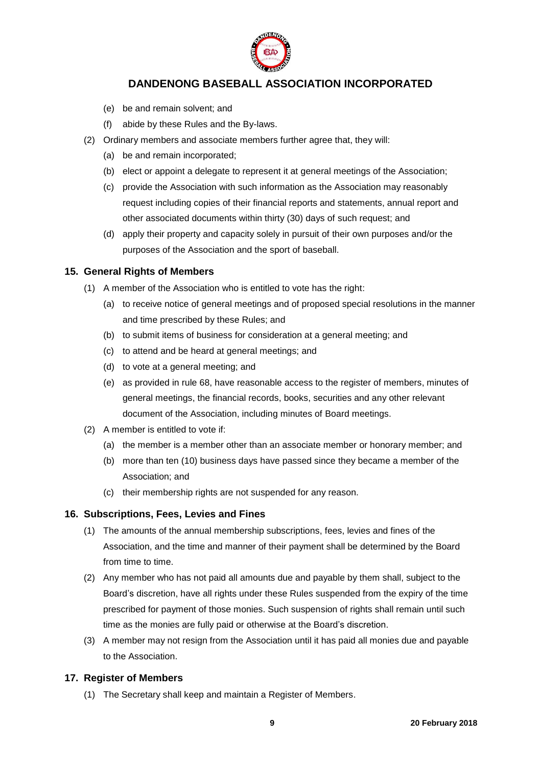(e) be and remain solvent; and

   (f) abide by these Rules and the By-laws.

(2) Ordinary members and associate members further agree that, they will:

   (a) be and remain incorporated;

   (b) elect or appoint a delegate to represent it at general meetings of the Association;

   (c) provide the Association with such information as the Association may reasonably request including copies of their financial reports and statements, annual report and other associated documents within thirty (30) days of such request; and

   (d) apply their property and capacity solely in pursuit of their own purposes and/or the purposes of the Association and the sport of baseball.

### 15. General Rights of Members

(1) A member of the Association who is entitled to vote has the right:

   (a) to receive notice of general meetings and of proposed special resolutions in the manner and time prescribed by these Rules; and

   (b) to submit items of business for consideration at a general meeting; and

   (c) to attend and be heard at general meetings; and

   (d) to vote at a general meeting; and

   (e) as provided in rule 68, have reasonable access to the register of members, minutes of general meetings, the financial records, books, securities and any other relevant document of the Association, including minutes of Board meetings.

(2) A member is entitled to vote if:

   (a) the member is a member other than an associate member or honorary member; and

   (b) more than ten (10) business days have passed since they became a member of the Association; and

   (c) their membership rights are not suspended for any reason.

### 16. Subscriptions, Fees, Levies and Fines

(1) The amounts of the annual membership subscriptions, fees, levies and fines of the Association, and the time and manner of their payment shall be determined by the Board from time to time.

(2) Any member who has not paid all amounts due and payable by them shall, subject to the Board's discretion, have all rights under these Rules suspended from the expiry of the time prescribed for payment of those monies. Such suspension of rights shall remain until such time as the monies are fully paid or otherwise at the Board's discretion.

(3) A member may not resign from the Association until it has paid all monies due and payable to the Association.

### 17. Register of Members

(1) The Secretary shall keep and maintain a Register of Members.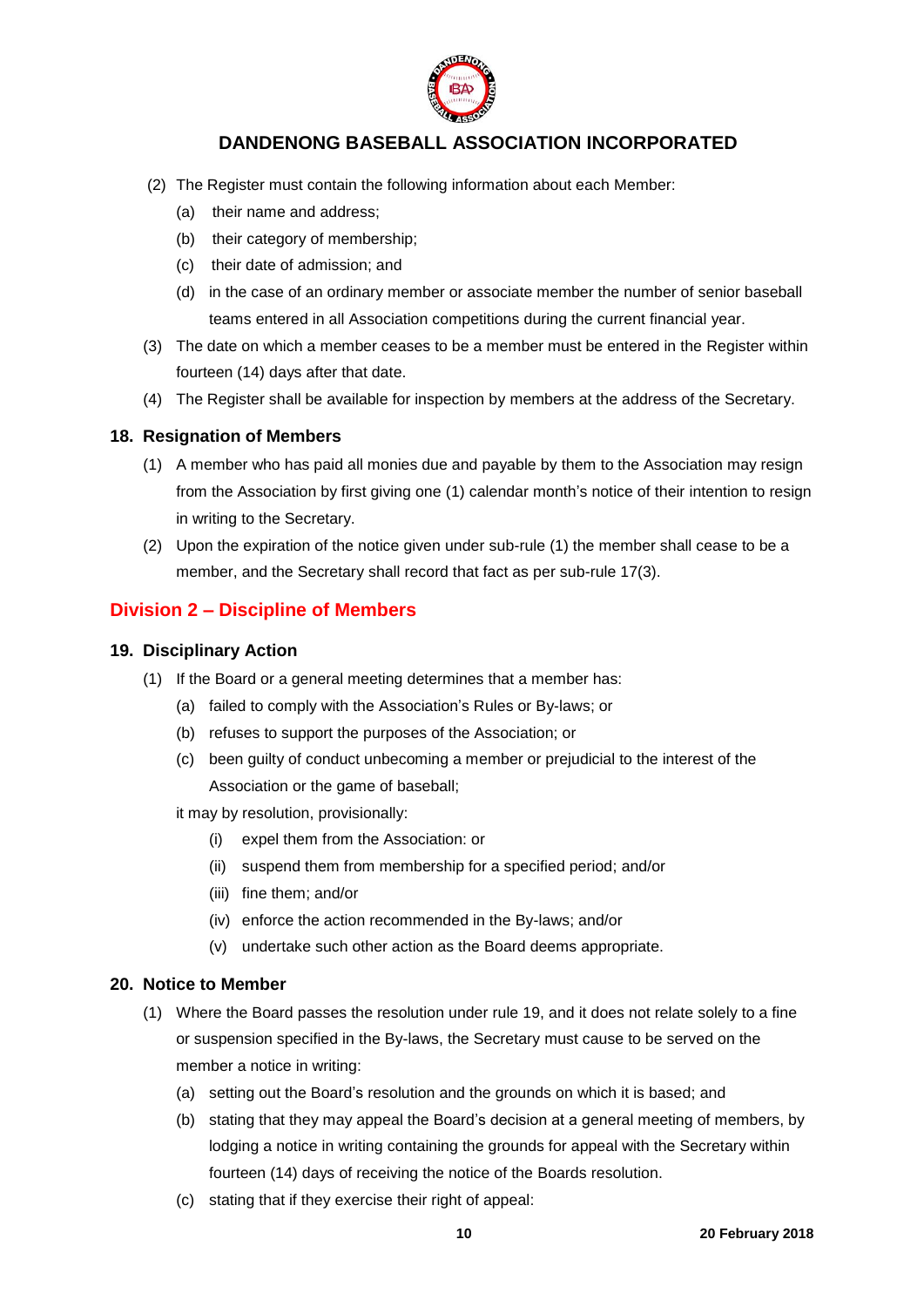(2) The Register must contain the following information about each Member:

  (a) their name and address;

  (b) their category of membership;

  (c) their date of admission; and

  (d) in the case of an ordinary member or associate member the number of senior baseball teams entered in all Association competitions during the current financial year.

(3) The date on which a member ceases to be a member must be entered in the Register within fourteen (14) days after that date.

(4) The Register shall be available for inspection by members at the address of the Secretary.

### 18. Resignation of Members

(1) A member who has paid all monies due and payable by them to the Association may resign from the Association by first giving one (1) calendar month's notice of their intention to resign in writing to the Secretary.

(2) Upon the expiration of the notice given under sub-rule (1) the member shall cease to be a member, and the Secretary shall record that fact as per sub-rule 17(3).

## Division 2 – Discipline of Members

### 19. Disciplinary Action

(1) If the Board or a general meeting determines that a member has:

  (a) failed to comply with the Association's Rules or By-laws; or

  (b) refuses to support the purposes of the Association; or

  (c) been guilty of conduct unbecoming a member or prejudicial to the interest of the Association or the game of baseball;

it may by resolution, provisionally:

  (i) expel them from the Association: or

  (ii) suspend them from membership for a specified period; and/or

  (iii) fine them; and/or

  (iv) enforce the action recommended in the By-laws; and/or

  (v) undertake such other action as the Board deems appropriate.

### 20. Notice to Member

(1) Where the Board passes the resolution under rule 19, and it does not relate solely to a fine or suspension specified in the By-laws, the Secretary must cause to be served on the member a notice in writing:

  (a) setting out the Board's resolution and the grounds on which it is based; and

  (b) stating that they may appeal the Board's decision at a general meeting of members, by lodging a notice in writing containing the grounds for appeal with the Secretary within fourteen (14) days of receiving the notice of the Boards resolution.

  (c) stating that if they exercise their right of appeal: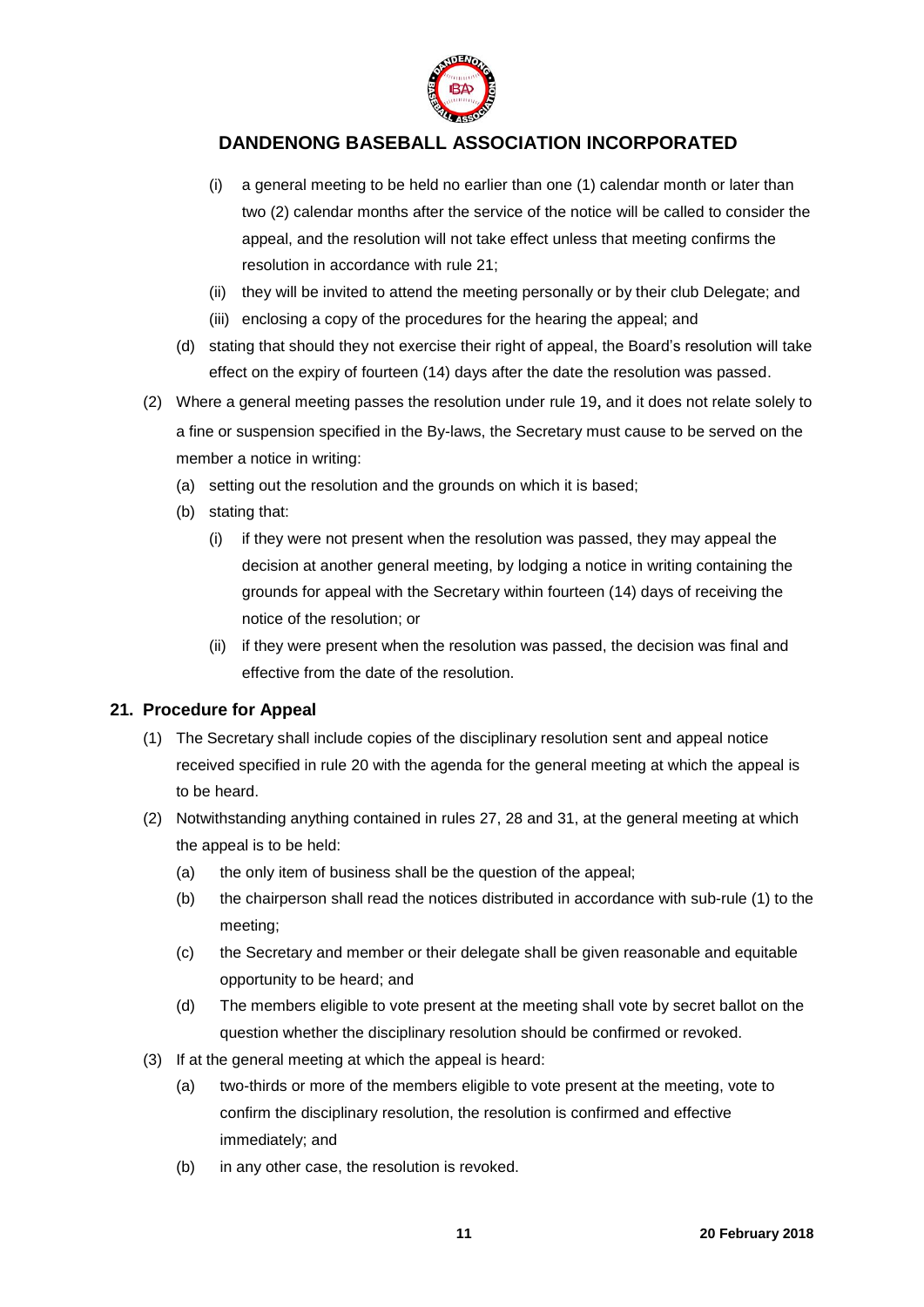(i) a general meeting to be held no earlier than one (1) calendar month or later than two (2) calendar months after the service of the notice will be called to consider the appeal, and the resolution will not take effect unless that meeting confirms the resolution in accordance with rule 21;

(ii) they will be invited to attend the meeting personally or by their club Delegate; and

(iii) enclosing a copy of the procedures for the hearing the appeal; and

(d) stating that should they not exercise their right of appeal, the Board's resolution will take effect on the expiry of fourteen (14) days after the date the resolution was passed.

(2) Where a general meeting passes the resolution under rule 19, and it does not relate solely to a fine or suspension specified in the By-laws, the Secretary must cause to be served on the member a notice in writing:

(a) setting out the resolution and the grounds on which it is based;

(b) stating that:

(i) if they were not present when the resolution was passed, they may appeal the decision at another general meeting, by lodging a notice in writing containing the grounds for appeal with the Secretary within fourteen (14) days of receiving the notice of the resolution; or

(ii) if they were present when the resolution was passed, the decision was final and effective from the date of the resolution.

## 21. Procedure for Appeal

(1) The Secretary shall include copies of the disciplinary resolution sent and appeal notice received specified in rule 20 with the agenda for the general meeting at which the appeal is to be heard.

(2) Notwithstanding anything contained in rules 27, 28 and 31, at the general meeting at which the appeal is to be held:

(a) the only item of business shall be the question of the appeal;

(b) the chairperson shall read the notices distributed in accordance with sub-rule (1) to the meeting;

(c) the Secretary and member or their delegate shall be given reasonable and equitable opportunity to be heard; and

(d) The members eligible to vote present at the meeting shall vote by secret ballot on the question whether the disciplinary resolution should be confirmed or revoked.

(3) If at the general meeting at which the appeal is heard:

(a) two-thirds or more of the members eligible to vote present at the meeting, vote to confirm the disciplinary resolution, the resolution is confirmed and effective immediately; and

(b) in any other case, the resolution is revoked.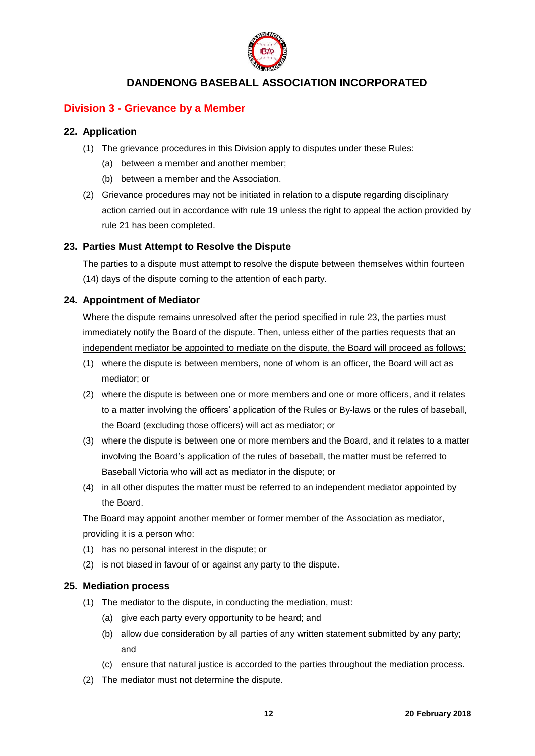# DANDENONG BASEBALL ASSOCIATION INCORPORATED

## Division 3 - Grievance by a Member

### 22. Application

(1) The grievance procedures in this Division apply to disputes under these Rules:

  (a) between a member and another member;

  (b) between a member and the Association.

(2) Grievance procedures may not be initiated in relation to a dispute regarding disciplinary action carried out in accordance with rule 19 unless the right to appeal the action provided by rule 21 has been completed.

### 23. Parties Must Attempt to Resolve the Dispute

The parties to a dispute must attempt to resolve the dispute between themselves within fourteen (14) days of the dispute coming to the attention of each party.

### 24. Appointment of Mediator

Where the dispute remains unresolved after the period specified in rule 23, the parties must immediately notify the Board of the dispute. Then, <u>unless either of the parties requests that an independent mediator be appointed to mediate on the dispute, the Board will proceed as follows:</u>

(1) where the dispute is between members, none of whom is an officer, the Board will act as mediator; or

(2) where the dispute is between one or more members and one or more officers, and it relates to a matter involving the officers' application of the Rules or By-laws or the rules of baseball, the Board (excluding those officers) will act as mediator; or

(3) where the dispute is between one or more members and the Board, and it relates to a matter involving the Board's application of the rules of baseball, the matter must be referred to Baseball Victoria who will act as mediator in the dispute; or

(4) in all other disputes the matter must be referred to an independent mediator appointed by the Board.

The Board may appoint another member or former member of the Association as mediator, providing it is a person who:

(1) has no personal interest in the dispute; or

(2) is not biased in favour of or against any party to the dispute.

### 25. Mediation process

(1) The mediator to the dispute, in conducting the mediation, must:

  (a) give each party every opportunity to be heard; and

  (b) allow due consideration by all parties of any written statement submitted by any party; and

  (c) ensure that natural justice is accorded to the parties throughout the mediation process.

(2) The mediator must not determine the dispute.

20 February 2018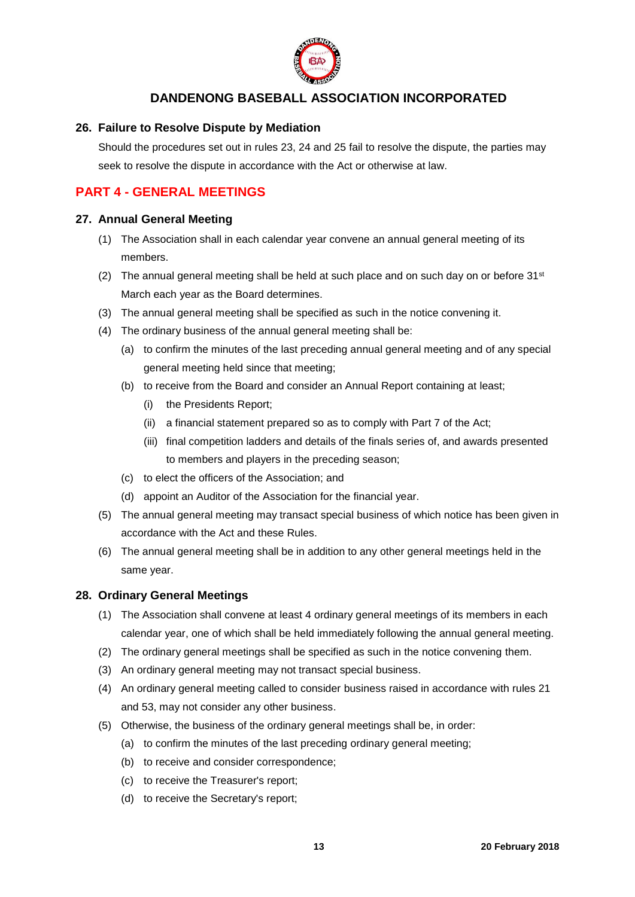### 26. Failure to Resolve Dispute by Mediation

Should the procedures set out in rules 23, 24 and 25 fail to resolve the dispute, the parties may seek to resolve the dispute in accordance with the Act or otherwise at law.

## PART 4 - GENERAL MEETINGS

### 27. Annual General Meeting

(1) The Association shall in each calendar year convene an annual general meeting of its members.

(2) The annual general meeting shall be held at such place and on such day on or before 31st March each year as the Board determines.

(3) The annual general meeting shall be specified as such in the notice convening it.

(4) The ordinary business of the annual general meeting shall be:

(a) to confirm the minutes of the last preceding annual general meeting and of any special general meeting held since that meeting;

(b) to receive from the Board and consider an Annual Report containing at least;

(i) the Presidents Report;

(ii) a financial statement prepared so as to comply with Part 7 of the Act;

(iii) final competition ladders and details of the finals series of, and awards presented to members and players in the preceding season;

(c) to elect the officers of the Association; and

(d) appoint an Auditor of the Association for the financial year.

(5) The annual general meeting may transact special business of which notice has been given in accordance with the Act and these Rules.

(6) The annual general meeting shall be in addition to any other general meetings held in the same year.

### 28. Ordinary General Meetings

(1) The Association shall convene at least 4 ordinary general meetings of its members in each calendar year, one of which shall be held immediately following the annual general meeting.

(2) The ordinary general meetings shall be specified as such in the notice convening them.

(3) An ordinary general meeting may not transact special business.

(4) An ordinary general meeting called to consider business raised in accordance with rules 21 and 53, may not consider any other business.

(5) Otherwise, the business of the ordinary general meetings shall be, in order:

(a) to confirm the minutes of the last preceding ordinary general meeting;

(b) to receive and consider correspondence;

(c) to receive the Treasurer's report;

(d) to receive the Secretary's report;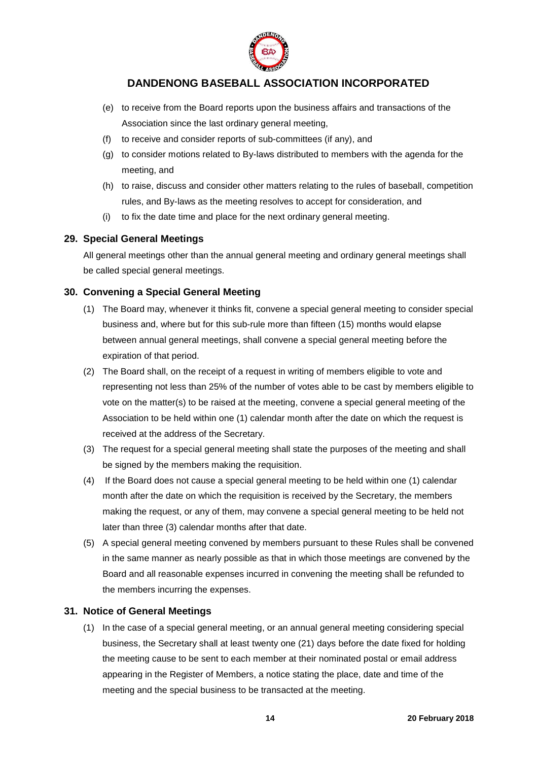(e) to receive from the Board reports upon the business affairs and transactions of the Association since the last ordinary general meeting,

(f) to receive and consider reports of sub-committees (if any), and

(g) to consider motions related to By-laws distributed to members with the agenda for the meeting, and

(h) to raise, discuss and consider other matters relating to the rules of baseball, competition rules, and By-laws as the meeting resolves to accept for consideration, and

(i) to fix the date time and place for the next ordinary general meeting.

## 29. Special General Meetings

All general meetings other than the annual general meeting and ordinary general meetings shall be called special general meetings.

## 30. Convening a Special General Meeting

(1) The Board may, whenever it thinks fit, convene a special general meeting to consider special business and, where but for this sub-rule more than fifteen (15) months would elapse between annual general meetings, shall convene a special general meeting before the expiration of that period.

(2) The Board shall, on the receipt of a request in writing of members eligible to vote and representing not less than 25% of the number of votes able to be cast by members eligible to vote on the matter(s) to be raised at the meeting, convene a special general meeting of the Association to be held within one (1) calendar month after the date on which the request is received at the address of the Secretary.

(3) The request for a special general meeting shall state the purposes of the meeting and shall be signed by the members making the requisition.

(4) If the Board does not cause a special general meeting to be held within one (1) calendar month after the date on which the requisition is received by the Secretary, the members making the request, or any of them, may convene a special general meeting to be held not later than three (3) calendar months after that date.

(5) A special general meeting convened by members pursuant to these Rules shall be convened in the same manner as nearly possible as that in which those meetings are convened by the Board and all reasonable expenses incurred in convening the meeting shall be refunded to the members incurring the expenses.

## 31. Notice of General Meetings

(1) In the case of a special general meeting, or an annual general meeting considering special business, the Secretary shall at least twenty one (21) days before the date fixed for holding the meeting cause to be sent to each member at their nominated postal or email address appearing in the Register of Members, a notice stating the place, date and time of the meeting and the special business to be transacted at the meeting.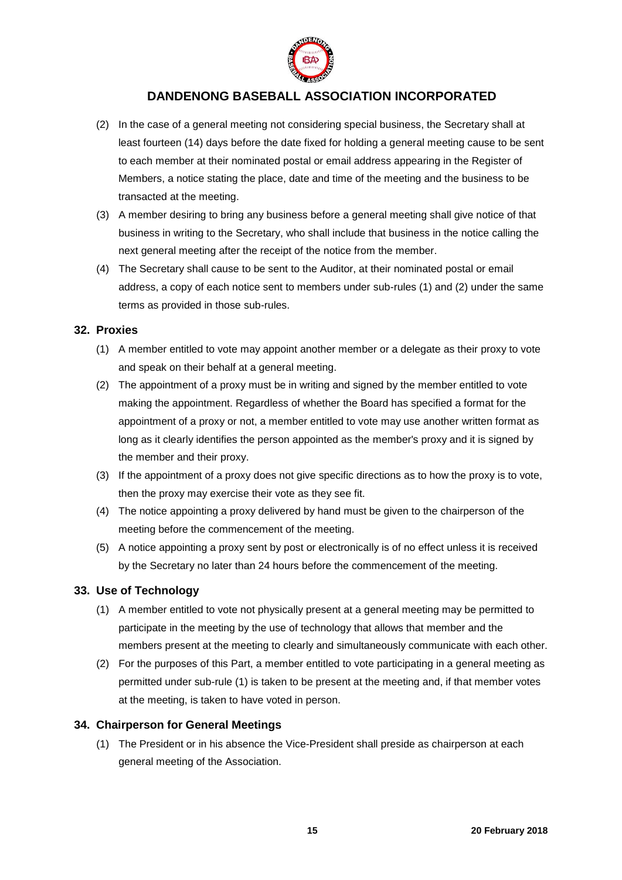(2) In the case of a general meeting not considering special business, the Secretary shall at least fourteen (14) days before the date fixed for holding a general meeting cause to be sent to each member at their nominated postal or email address appearing in the Register of Members, a notice stating the place, date and time of the meeting and the business to be transacted at the meeting.

(3) A member desiring to bring any business before a general meeting shall give notice of that business in writing to the Secretary, who shall include that business in the notice calling the next general meeting after the receipt of the notice from the member.

(4) The Secretary shall cause to be sent to the Auditor, at their nominated postal or email address, a copy of each notice sent to members under sub-rules (1) and (2) under the same terms as provided in those sub-rules.

## 32. Proxies

(1) A member entitled to vote may appoint another member or a delegate as their proxy to vote and speak on their behalf at a general meeting.

(2) The appointment of a proxy must be in writing and signed by the member entitled to vote making the appointment. Regardless of whether the Board has specified a format for the appointment of a proxy or not, a member entitled to vote may use another written format as long as it clearly identifies the person appointed as the member's proxy and it is signed by the member and their proxy.

(3) If the appointment of a proxy does not give specific directions as to how the proxy is to vote, then the proxy may exercise their vote as they see fit.

(4) The notice appointing a proxy delivered by hand must be given to the chairperson of the meeting before the commencement of the meeting.

(5) A notice appointing a proxy sent by post or electronically is of no effect unless it is received by the Secretary no later than 24 hours before the commencement of the meeting.

## 33. Use of Technology

(1) A member entitled to vote not physically present at a general meeting may be permitted to participate in the meeting by the use of technology that allows that member and the members present at the meeting to clearly and simultaneously communicate with each other.

(2) For the purposes of this Part, a member entitled to vote participating in a general meeting as permitted under sub-rule (1) is taken to be present at the meeting and, if that member votes at the meeting, is taken to have voted in person.

## 34. Chairperson for General Meetings

(1) The President or in his absence the Vice-President shall preside as chairperson at each general meeting of the Association.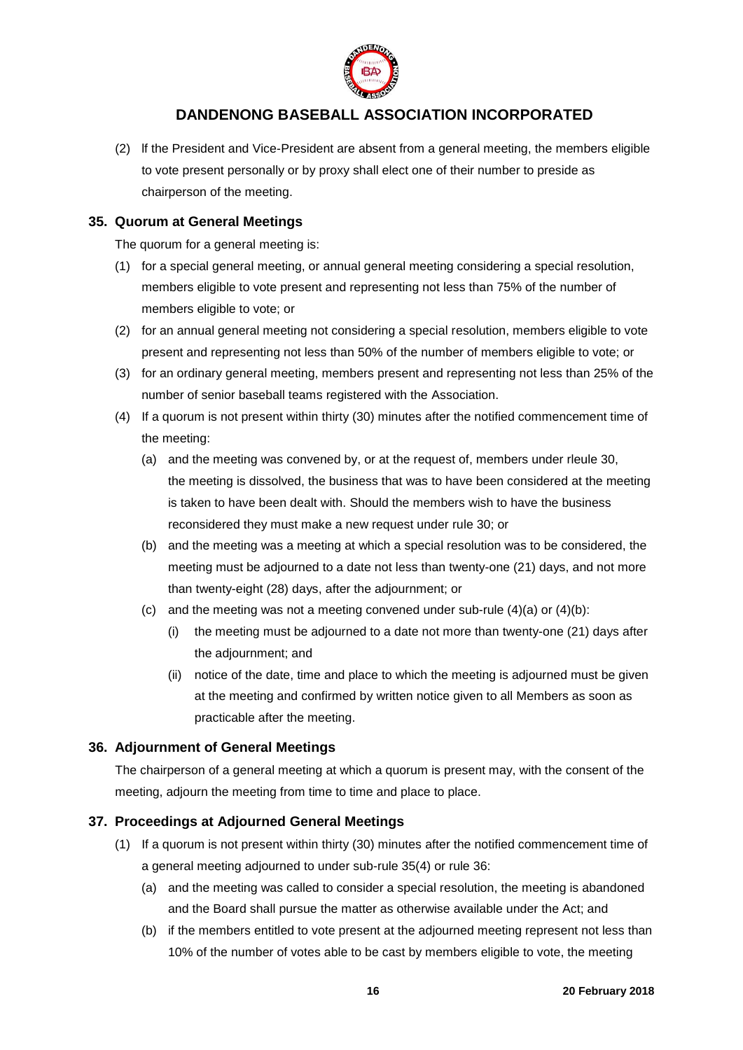(2) If the President and Vice-President are absent from a general meeting, the members eligible to vote present personally or by proxy shall elect one of their number to preside as chairperson of the meeting.

## 35. Quorum at General Meetings

The quorum for a general meeting is:

(1) for a special general meeting, or annual general meeting considering a special resolution, members eligible to vote present and representing not less than 75% of the number of members eligible to vote; or

(2) for an annual general meeting not considering a special resolution, members eligible to vote present and representing not less than 50% of the number of members eligible to vote; or

(3) for an ordinary general meeting, members present and representing not less than 25% of the number of senior baseball teams registered with the Association.

(4) If a quorum is not present within thirty (30) minutes after the notified commencement time of the meeting:

   (a) and the meeting was convened by, or at the request of, members under rleule 30, the meeting is dissolved, the business that was to have been considered at the meeting is taken to have been dealt with. Should the members wish to have the business reconsidered they must make a new request under rule 30; or

   (b) and the meeting was a meeting at which a special resolution was to be considered, the meeting must be adjourned to a date not less than twenty-one (21) days, and not more than twenty-eight (28) days, after the adjournment; or

   (c) and the meeting was not a meeting convened under sub-rule (4)(a) or (4)(b):

      (i) the meeting must be adjourned to a date not more than twenty-one (21) days after the adjournment; and

      (ii) notice of the date, time and place to which the meeting is adjourned must be given at the meeting and confirmed by written notice given to all Members as soon as practicable after the meeting.

## 36. Adjournment of General Meetings

The chairperson of a general meeting at which a quorum is present may, with the consent of the meeting, adjourn the meeting from time to time and place to place.

## 37. Proceedings at Adjourned General Meetings

(1) If a quorum is not present within thirty (30) minutes after the notified commencement time of a general meeting adjourned to under sub-rule 35(4) or rule 36:

   (a) and the meeting was called to consider a special resolution, the meeting is abandoned and the Board shall pursue the matter as otherwise available under the Act; and

   (b) if the members entitled to vote present at the adjourned meeting represent not less than 10% of the number of votes able to be cast by members eligible to vote, the meeting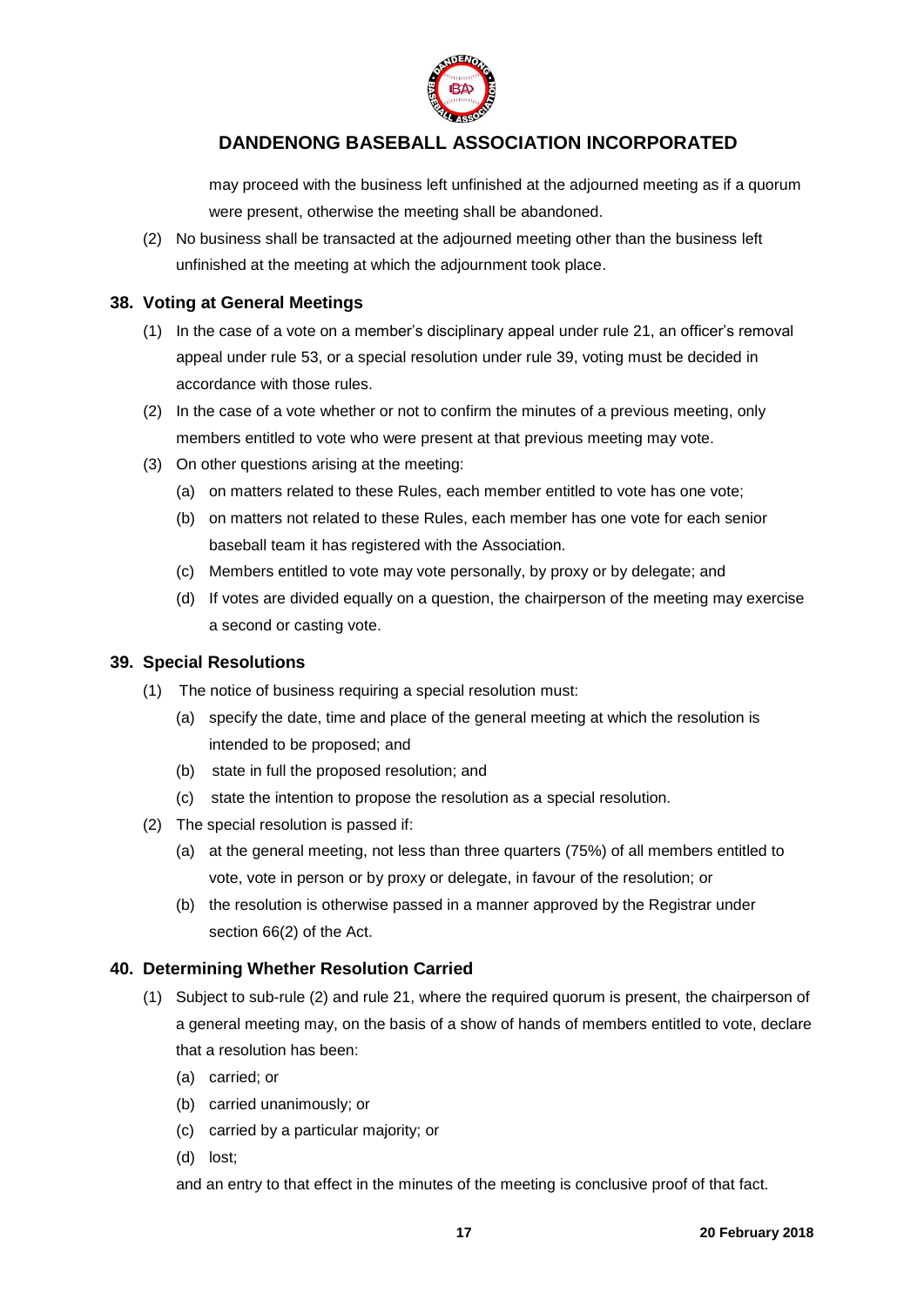may proceed with the business left unfinished at the adjourned meeting as if a quorum were present, otherwise the meeting shall be abandoned.

(2) No business shall be transacted at the adjourned meeting other than the business left unfinished at the meeting at which the adjournment took place.

### 38. Voting at General Meetings

(1) In the case of a vote on a member's disciplinary appeal under rule 21, an officer's removal appeal under rule 53, or a special resolution under rule 39, voting must be decided in accordance with those rules.

(2) In the case of a vote whether or not to confirm the minutes of a previous meeting, only members entitled to vote who were present at that previous meeting may vote.

(3) On other questions arising at the meeting:

(a) on matters related to these Rules, each member entitled to vote has one vote;

(b) on matters not related to these Rules, each member has one vote for each senior baseball team it has registered with the Association.

(c) Members entitled to vote may vote personally, by proxy or by delegate; and

(d) If votes are divided equally on a question, the chairperson of the meeting may exercise a second or casting vote.

### 39. Special Resolutions

(1) The notice of business requiring a special resolution must:

(a) specify the date, time and place of the general meeting at which the resolution is intended to be proposed; and

(b) state in full the proposed resolution; and

(c) state the intention to propose the resolution as a special resolution.

(2) The special resolution is passed if:

(a) at the general meeting, not less than three quarters (75%) of all members entitled to vote, vote in person or by proxy or delegate, in favour of the resolution; or

(b) the resolution is otherwise passed in a manner approved by the Registrar under section 66(2) of the Act.

### 40. Determining Whether Resolution Carried

(1) Subject to sub-rule (2) and rule 21, where the required quorum is present, the chairperson of a general meeting may, on the basis of a show of hands of members entitled to vote, declare that a resolution has been:

(a) carried; or

(b) carried unanimously; or

(c) carried by a particular majority; or

(d) lost;

and an entry to that effect in the minutes of the meeting is conclusive proof of that fact.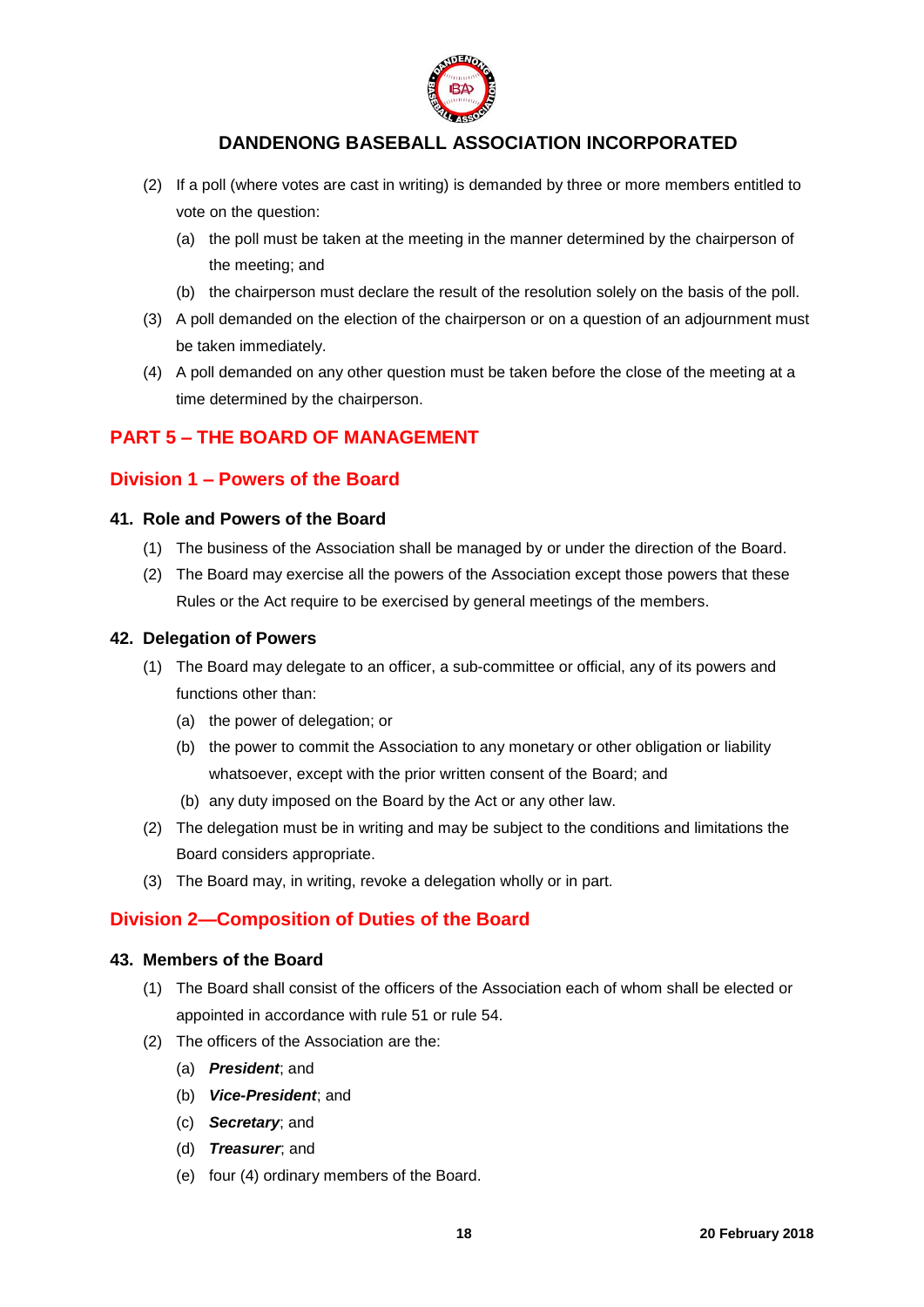(2) If a poll (where votes are cast in writing) is demanded by three or more members entitled to vote on the question:

  (a) the poll must be taken at the meeting in the manner determined by the chairperson of the meeting; and

  (b) the chairperson must declare the result of the resolution solely on the basis of the poll.

(3) A poll demanded on the election of the chairperson or on a question of an adjournment must be taken immediately.

(4) A poll demanded on any other question must be taken before the close of the meeting at a time determined by the chairperson.

## PART 5 – THE BOARD OF MANAGEMENT

## Division 1 – Powers of the Board

### 41. Role and Powers of the Board

(1) The business of the Association shall be managed by or under the direction of the Board.

(2) The Board may exercise all the powers of the Association except those powers that these Rules or the Act require to be exercised by general meetings of the members.

### 42. Delegation of Powers

(1) The Board may delegate to an officer, a sub-committee or official, any of its powers and functions other than:

  (a) the power of delegation; or

  (b) the power to commit the Association to any monetary or other obligation or liability whatsoever, except with the prior written consent of the Board; and

  (b) any duty imposed on the Board by the Act or any other law.

(2) The delegation must be in writing and may be subject to the conditions and limitations the Board considers appropriate.

(3) The Board may, in writing, revoke a delegation wholly or in part.

## Division 2—Composition of Duties of the Board

### 43. Members of the Board

(1) The Board shall consist of the officers of the Association each of whom shall be elected or appointed in accordance with rule 51 or rule 54.

(2) The officers of the Association are the:

  (a) ***President***; and

  (b) ***Vice-President***; and

  (c) ***Secretary***; and

  (d) ***Treasurer***; and

  (e) four (4) ordinary members of the Board.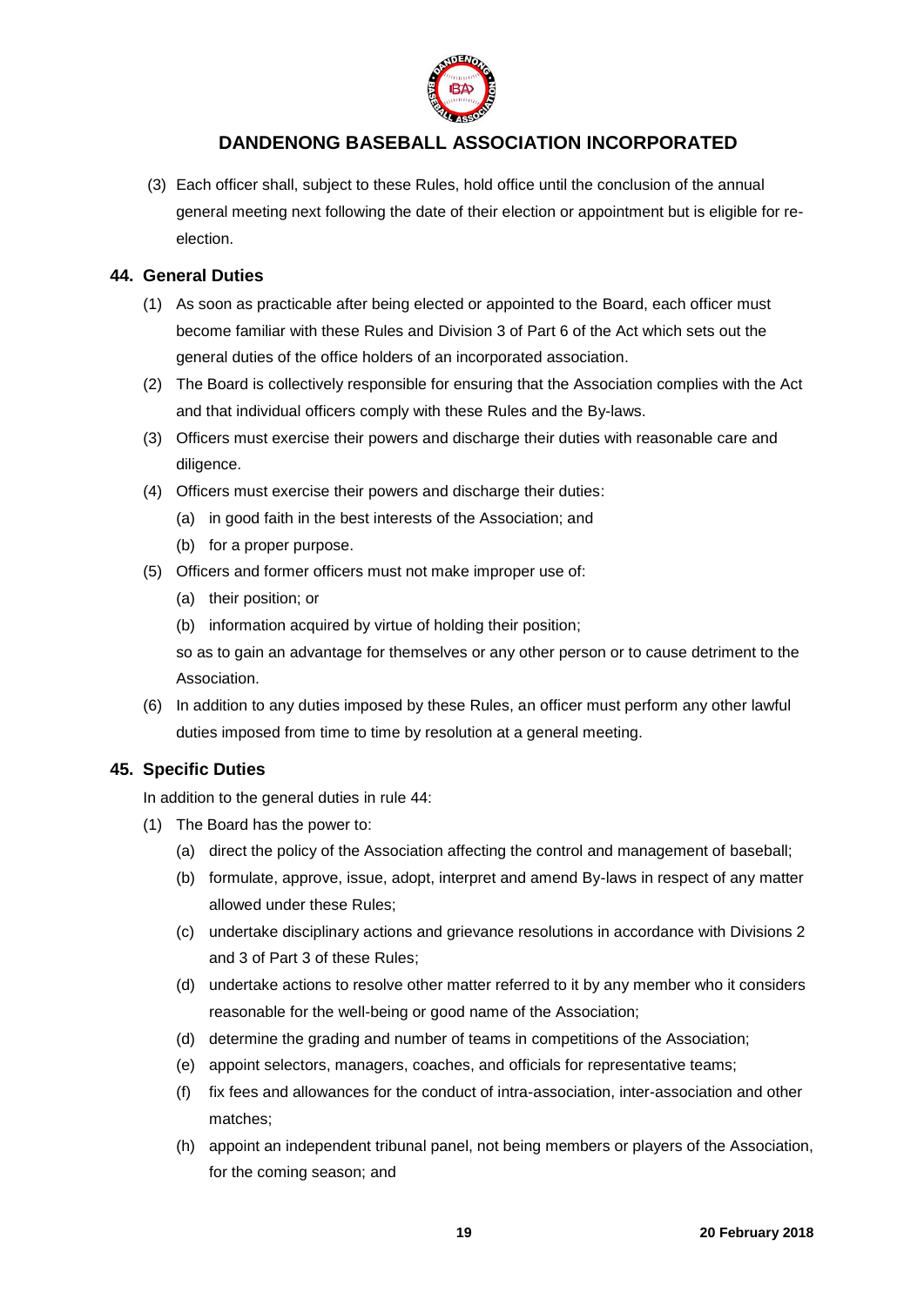(3) Each officer shall, subject to these Rules, hold office until the conclusion of the annual general meeting next following the date of their election or appointment but is eligible for re-election.

### 44. General Duties

(1) As soon as practicable after being elected or appointed to the Board, each officer must become familiar with these Rules and Division 3 of Part 6 of the Act which sets out the general duties of the office holders of an incorporated association.

(2) The Board is collectively responsible for ensuring that the Association complies with the Act and that individual officers comply with these Rules and the By-laws.

(3) Officers must exercise their powers and discharge their duties with reasonable care and diligence.

(4) Officers must exercise their powers and discharge their duties:

  (a) in good faith in the best interests of the Association; and

  (b) for a proper purpose.

(5) Officers and former officers must not make improper use of:

  (a) their position; or

  (b) information acquired by virtue of holding their position;

  so as to gain an advantage for themselves or any other person or to cause detriment to the Association.

(6) In addition to any duties imposed by these Rules, an officer must perform any other lawful duties imposed from time to time by resolution at a general meeting.

### 45. Specific Duties

In addition to the general duties in rule 44:

(1) The Board has the power to:

  (a) direct the policy of the Association affecting the control and management of baseball;

  (b) formulate, approve, issue, adopt, interpret and amend By-laws in respect of any matter allowed under these Rules;

  (c) undertake disciplinary actions and grievance resolutions in accordance with Divisions 2 and 3 of Part 3 of these Rules;

  (d) undertake actions to resolve other matter referred to it by any member who it considers reasonable for the well-being or good name of the Association;

  (d) determine the grading and number of teams in competitions of the Association;

  (e) appoint selectors, managers, coaches, and officials for representative teams;

  (f) fix fees and allowances for the conduct of intra-association, inter-association and other matches;

  (h) appoint an independent tribunal panel, not being members or players of the Association, for the coming season; and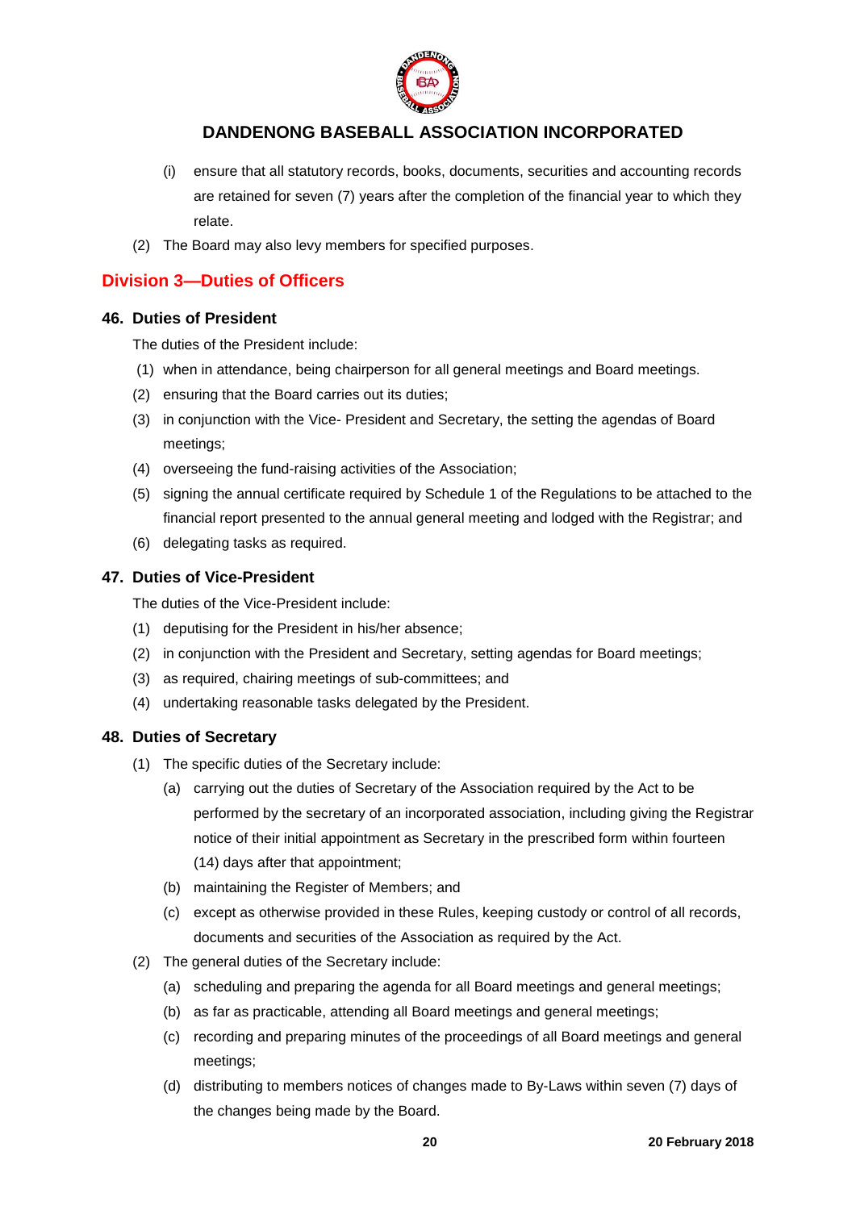(i) ensure that all statutory records, books, documents, securities and accounting records are retained for seven (7) years after the completion of the financial year to which they relate.

(2) The Board may also levy members for specified purposes.

## Division 3—Duties of Officers

### 46. Duties of President

The duties of the President include:

(1) when in attendance, being chairperson for all general meetings and Board meetings.

(2) ensuring that the Board carries out its duties;

(3) in conjunction with the Vice- President and Secretary, the setting the agendas of Board meetings;

(4) overseeing the fund-raising activities of the Association;

(5) signing the annual certificate required by Schedule 1 of the Regulations to be attached to the financial report presented to the annual general meeting and lodged with the Registrar; and

(6) delegating tasks as required.

### 47. Duties of Vice-President

The duties of the Vice-President include:

(1) deputising for the President in his/her absence;

(2) in conjunction with the President and Secretary, setting agendas for Board meetings;

(3) as required, chairing meetings of sub-committees; and

(4) undertaking reasonable tasks delegated by the President.

### 48. Duties of Secretary

(1) The specific duties of the Secretary include:

(a) carrying out the duties of Secretary of the Association required by the Act to be performed by the secretary of an incorporated association, including giving the Registrar notice of their initial appointment as Secretary in the prescribed form within fourteen (14) days after that appointment;

(b) maintaining the Register of Members; and

(c) except as otherwise provided in these Rules, keeping custody or control of all records, documents and securities of the Association as required by the Act.

(2) The general duties of the Secretary include:

(a) scheduling and preparing the agenda for all Board meetings and general meetings;

(b) as far as practicable, attending all Board meetings and general meetings;

(c) recording and preparing minutes of the proceedings of all Board meetings and general meetings;

(d) distributing to members notices of changes made to By-Laws within seven (7) days of the changes being made by the Board.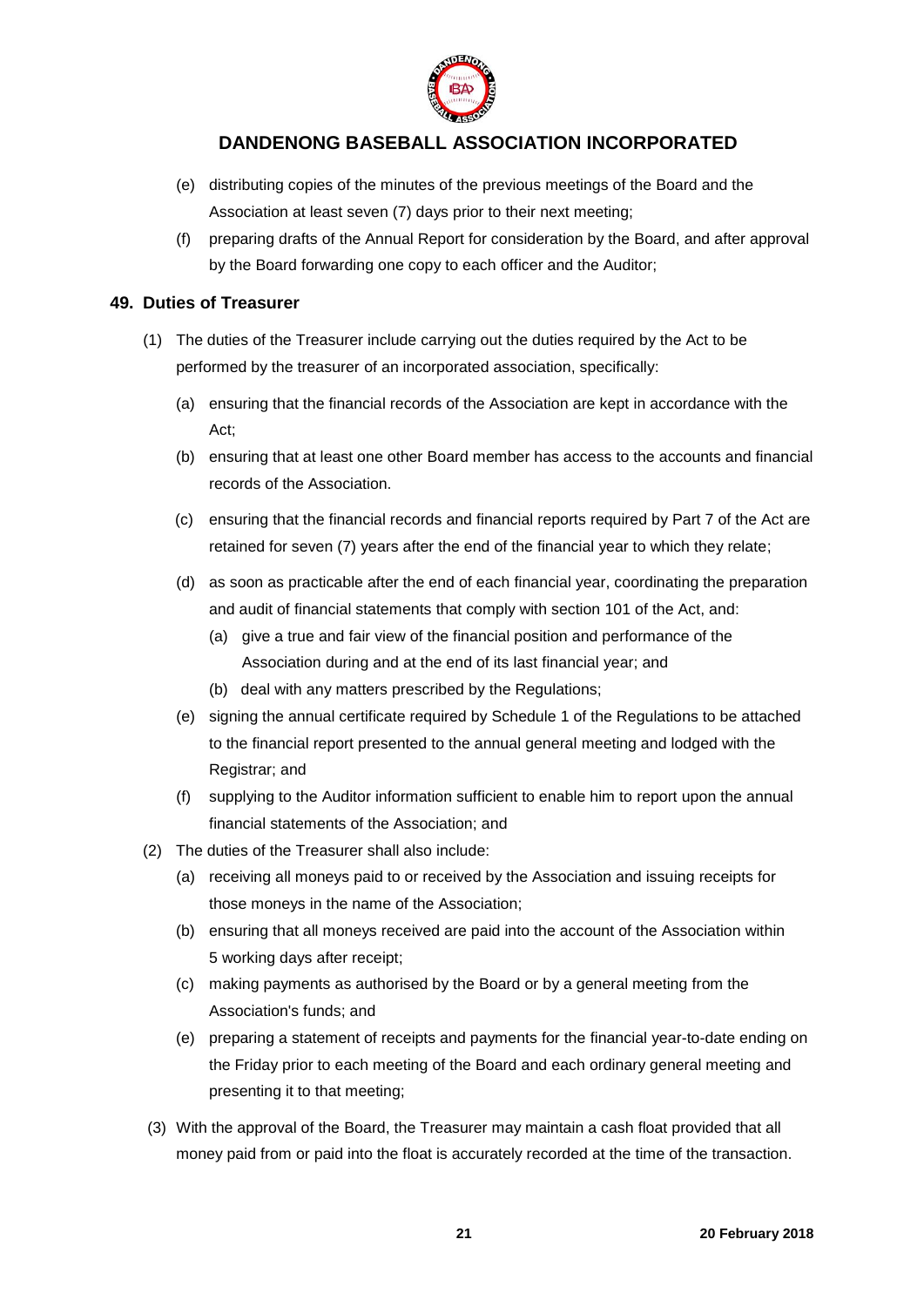(e) distributing copies of the minutes of the previous meetings of the Board and the Association at least seven (7) days prior to their next meeting;

(f) preparing drafts of the Annual Report for consideration by the Board, and after approval by the Board forwarding one copy to each officer and the Auditor;

## 49. Duties of Treasurer

(1) The duties of the Treasurer include carrying out the duties required by the Act to be performed by the treasurer of an incorporated association, specifically:

(a) ensuring that the financial records of the Association are kept in accordance with the Act;

(b) ensuring that at least one other Board member has access to the accounts and financial records of the Association.

(c) ensuring that the financial records and financial reports required by Part 7 of the Act are retained for seven (7) years after the end of the financial year to which they relate;

(d) as soon as practicable after the end of each financial year, coordinating the preparation and audit of financial statements that comply with section 101 of the Act, and:

(a) give a true and fair view of the financial position and performance of the Association during and at the end of its last financial year; and

(b) deal with any matters prescribed by the Regulations;

(e) signing the annual certificate required by Schedule 1 of the Regulations to be attached to the financial report presented to the annual general meeting and lodged with the Registrar; and

(f) supplying to the Auditor information sufficient to enable him to report upon the annual financial statements of the Association; and

(2) The duties of the Treasurer shall also include:

(a) receiving all moneys paid to or received by the Association and issuing receipts for those moneys in the name of the Association;

(b) ensuring that all moneys received are paid into the account of the Association within 5 working days after receipt;

(c) making payments as authorised by the Board or by a general meeting from the Association's funds; and

(e) preparing a statement of receipts and payments for the financial year-to-date ending on the Friday prior to each meeting of the Board and each ordinary general meeting and presenting it to that meeting;

(3) With the approval of the Board, the Treasurer may maintain a cash float provided that all money paid from or paid into the float is accurately recorded at the time of the transaction.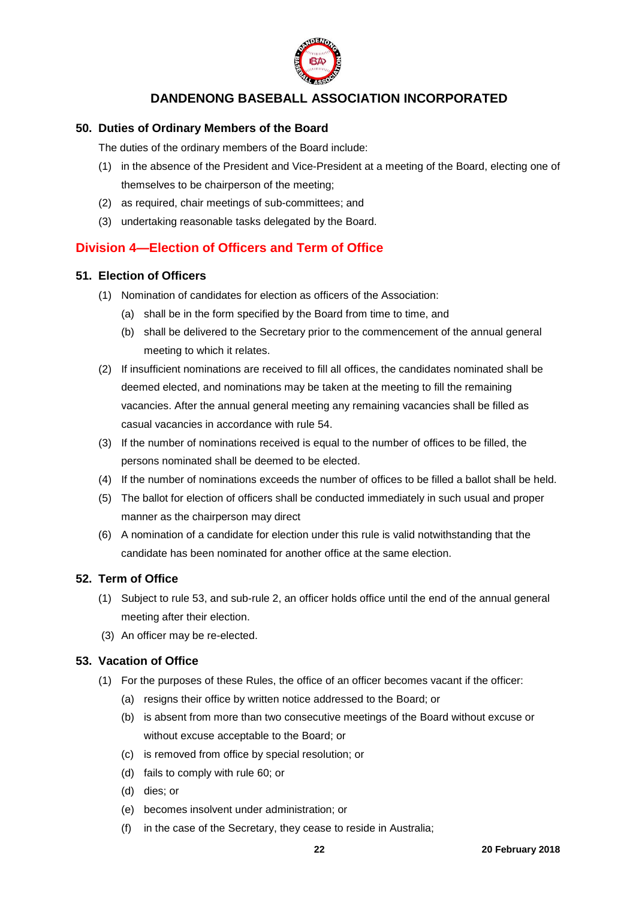## 50. Duties of Ordinary Members of the Board

The duties of the ordinary members of the Board include:

(1) in the absence of the President and Vice-President at a meeting of the Board, electing one of themselves to be chairperson of the meeting;

(2) as required, chair meetings of sub-committees; and

(3) undertaking reasonable tasks delegated by the Board.

# Division 4—Election of Officers and Term of Office

## 51. Election of Officers

(1) Nomination of candidates for election as officers of the Association:

  (a) shall be in the form specified by the Board from time to time, and

  (b) shall be delivered to the Secretary prior to the commencement of the annual general meeting to which it relates.

(2) If insufficient nominations are received to fill all offices, the candidates nominated shall be deemed elected, and nominations may be taken at the meeting to fill the remaining vacancies. After the annual general meeting any remaining vacancies shall be filled as casual vacancies in accordance with rule 54.

(3) If the number of nominations received is equal to the number of offices to be filled, the persons nominated shall be deemed to be elected.

(4) If the number of nominations exceeds the number of offices to be filled a ballot shall be held.

(5) The ballot for election of officers shall be conducted immediately in such usual and proper manner as the chairperson may direct

(6) A nomination of a candidate for election under this rule is valid notwithstanding that the candidate has been nominated for another office at the same election.

## 52. Term of Office

(1) Subject to rule 53, and sub-rule 2, an officer holds office until the end of the annual general meeting after their election.

(3) An officer may be re-elected.

## 53. Vacation of Office

(1) For the purposes of these Rules, the office of an officer becomes vacant if the officer:

  (a) resigns their office by written notice addressed to the Board; or

  (b) is absent from more than two consecutive meetings of the Board without excuse or without excuse acceptable to the Board; or

  (c) is removed from office by special resolution; or

  (d) fails to comply with rule 60; or

  (d) dies; or

  (e) becomes insolvent under administration; or

  (f) in the case of the Secretary, they cease to reside in Australia;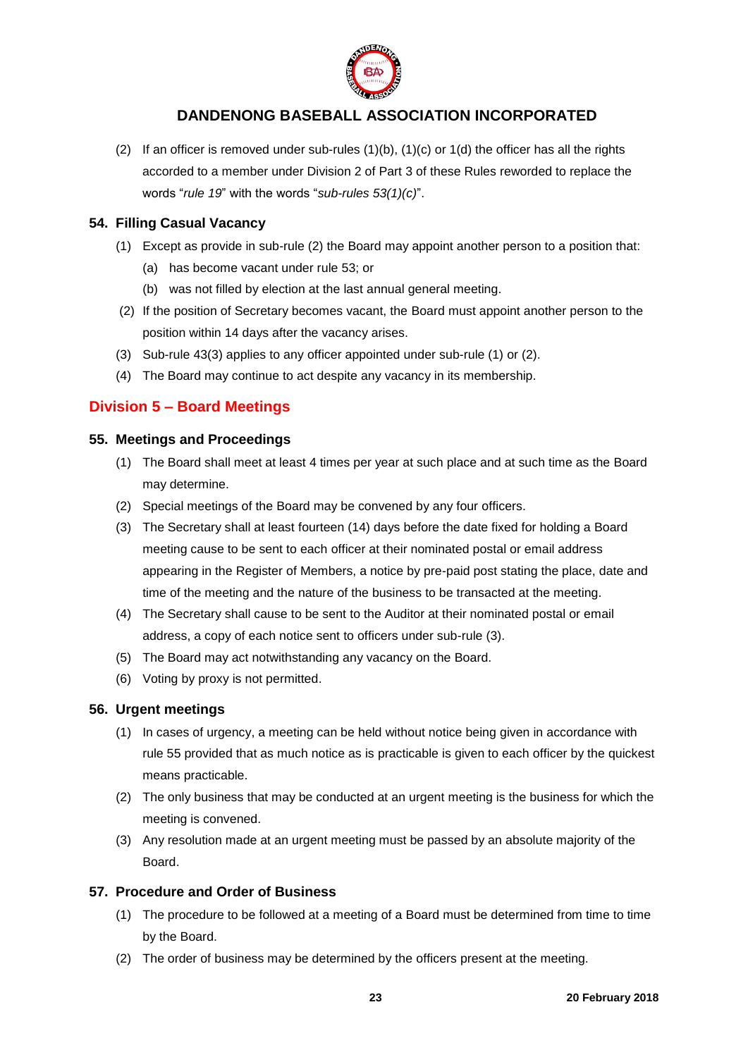(2) If an officer is removed under sub-rules (1)(b), (1)(c) or 1(d) the officer has all the rights accorded to a member under Division 2 of Part 3 of these Rules reworded to replace the words "*rule 19*" with the words "*sub-rules 53(1)(c)*".

### 54. Filling Casual Vacancy

(1) Except as provide in sub-rule (2) the Board may appoint another person to a position that:

  (a) has become vacant under rule 53; or

  (b) was not filled by election at the last annual general meeting.

(2) If the position of Secretary becomes vacant, the Board must appoint another person to the position within 14 days after the vacancy arises.

(3) Sub-rule 43(3) applies to any officer appointed under sub-rule (1) or (2).

(4) The Board may continue to act despite any vacancy in its membership.

## Division 5 – Board Meetings

### 55. Meetings and Proceedings

(1) The Board shall meet at least 4 times per year at such place and at such time as the Board may determine.

(2) Special meetings of the Board may be convened by any four officers.

(3) The Secretary shall at least fourteen (14) days before the date fixed for holding a Board meeting cause to be sent to each officer at their nominated postal or email address appearing in the Register of Members, a notice by pre-paid post stating the place, date and time of the meeting and the nature of the business to be transacted at the meeting.

(4) The Secretary shall cause to be sent to the Auditor at their nominated postal or email address, a copy of each notice sent to officers under sub-rule (3).

(5) The Board may act notwithstanding any vacancy on the Board.

(6) Voting by proxy is not permitted.

### 56. Urgent meetings

(1) In cases of urgency, a meeting can be held without notice being given in accordance with rule 55 provided that as much notice as is practicable is given to each officer by the quickest means practicable.

(2) The only business that may be conducted at an urgent meeting is the business for which the meeting is convened.

(3) Any resolution made at an urgent meeting must be passed by an absolute majority of the Board.

### 57. Procedure and Order of Business

(1) The procedure to be followed at a meeting of a Board must be determined from time to time by the Board.

(2) The order of business may be determined by the officers present at the meeting.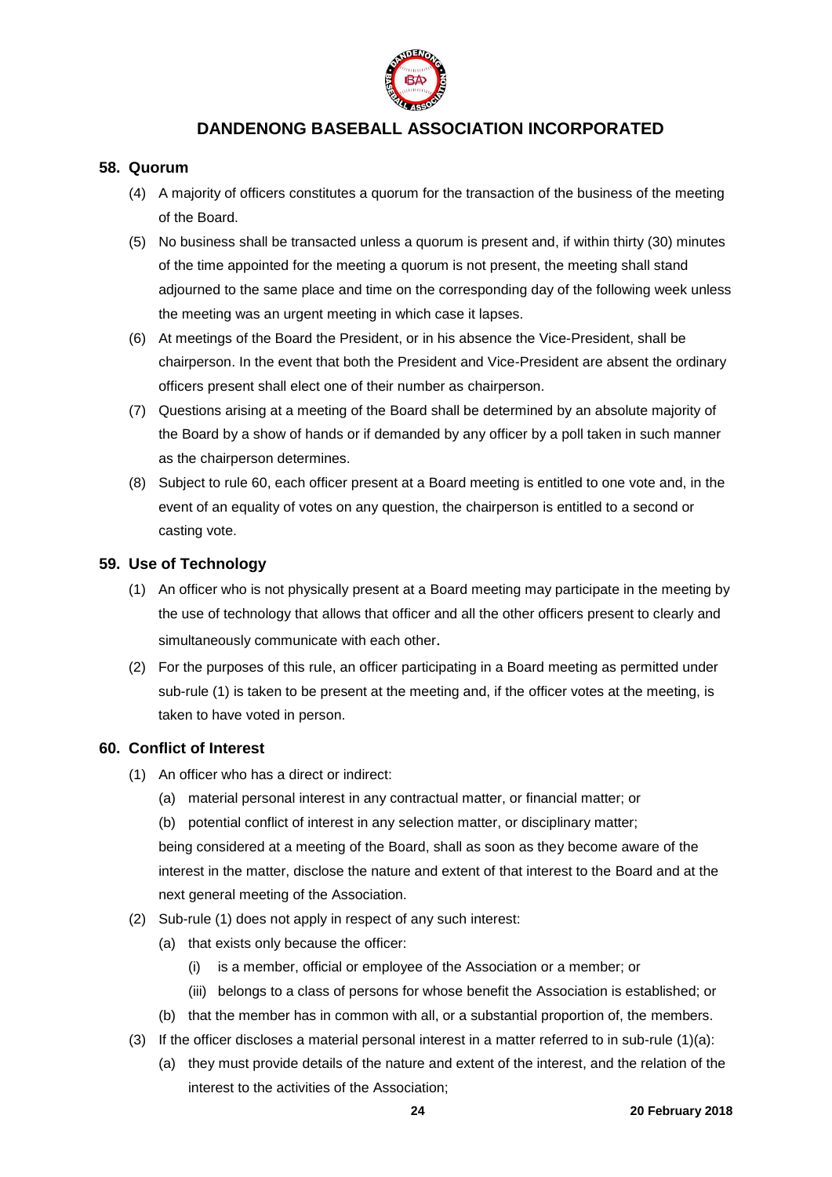## 58. Quorum

(4) A majority of officers constitutes a quorum for the transaction of the business of the meeting of the Board.

(5) No business shall be transacted unless a quorum is present and, if within thirty (30) minutes of the time appointed for the meeting a quorum is not present, the meeting shall stand adjourned to the same place and time on the corresponding day of the following week unless the meeting was an urgent meeting in which case it lapses.

(6) At meetings of the Board the President, or in his absence the Vice-President, shall be chairperson. In the event that both the President and Vice-President are absent the ordinary officers present shall elect one of their number as chairperson.

(7) Questions arising at a meeting of the Board shall be determined by an absolute majority of the Board by a show of hands or if demanded by any officer by a poll taken in such manner as the chairperson determines.

(8) Subject to rule 60, each officer present at a Board meeting is entitled to one vote and, in the event of an equality of votes on any question, the chairperson is entitled to a second or casting vote.

## 59. Use of Technology

(1) An officer who is not physically present at a Board meeting may participate in the meeting by the use of technology that allows that officer and all the other officers present to clearly and simultaneously communicate with each other.

(2) For the purposes of this rule, an officer participating in a Board meeting as permitted under sub-rule (1) is taken to be present at the meeting and, if the officer votes at the meeting, is taken to have voted in person.

## 60. Conflict of Interest

(1) An officer who has a direct or indirect:

  (a) material personal interest in any contractual matter, or financial matter; or

  (b) potential conflict of interest in any selection matter, or disciplinary matter;

being considered at a meeting of the Board, shall as soon as they become aware of the interest in the matter, disclose the nature and extent of that interest to the Board and at the next general meeting of the Association.

(2) Sub-rule (1) does not apply in respect of any such interest:

  (a) that exists only because the officer:

    (i) is a member, official or employee of the Association or a member; or

    (iii) belongs to a class of persons for whose benefit the Association is established; or

  (b) that the member has in common with all, or a substantial proportion of, the members.

(3) If the officer discloses a material personal interest in a matter referred to in sub-rule (1)(a):

  (a) they must provide details of the nature and extent of the interest, and the relation of the interest to the activities of the Association;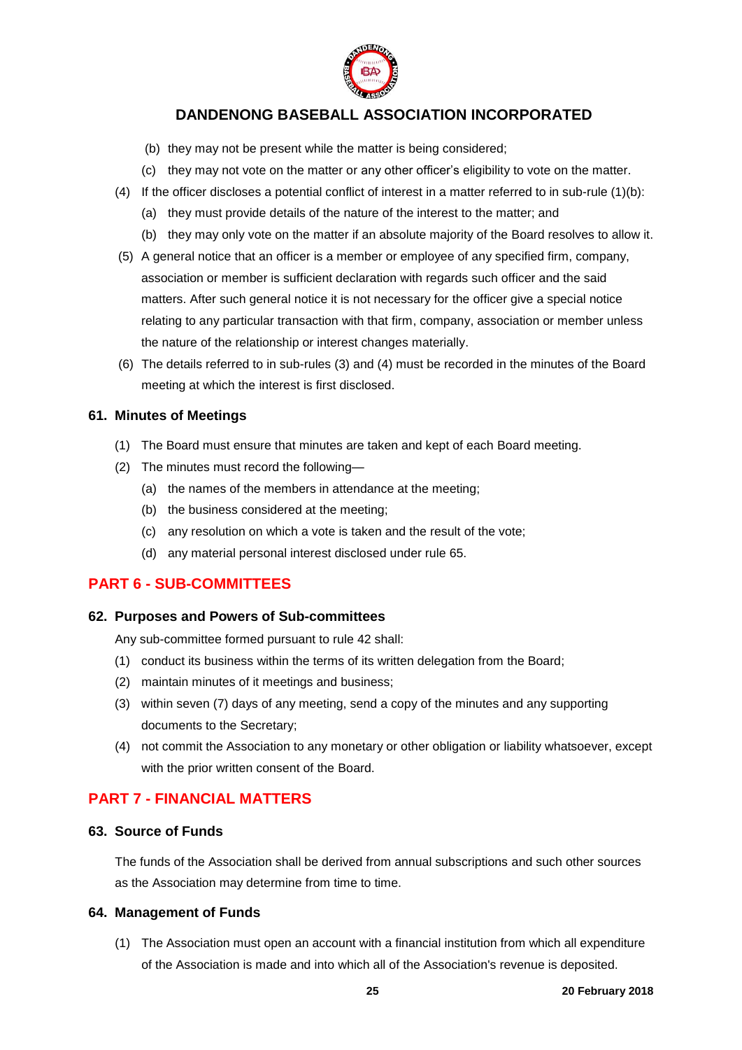(b) they may not be present while the matter is being considered;

(c) they may not vote on the matter or any other officer's eligibility to vote on the matter.

(4) If the officer discloses a potential conflict of interest in a matter referred to in sub-rule (1)(b):

(a) they must provide details of the nature of the interest to the matter; and

(b) they may only vote on the matter if an absolute majority of the Board resolves to allow it.

(5) A general notice that an officer is a member or employee of any specified firm, company, association or member is sufficient declaration with regards such officer and the said matters. After such general notice it is not necessary for the officer give a special notice relating to any particular transaction with that firm, company, association or member unless the nature of the relationship or interest changes materially.

(6) The details referred to in sub-rules (3) and (4) must be recorded in the minutes of the Board meeting at which the interest is first disclosed.

### 61. Minutes of Meetings

(1) The Board must ensure that minutes are taken and kept of each Board meeting.

(2) The minutes must record the following—

(a) the names of the members in attendance at the meeting;

(b) the business considered at the meeting;

(c) any resolution on which a vote is taken and the result of the vote;

(d) any material personal interest disclosed under rule 65.

## PART 6 - SUB-COMMITTEES

### 62. Purposes and Powers of Sub-committees

Any sub-committee formed pursuant to rule 42 shall:

(1) conduct its business within the terms of its written delegation from the Board;

(2) maintain minutes of it meetings and business;

(3) within seven (7) days of any meeting, send a copy of the minutes and any supporting documents to the Secretary;

(4) not commit the Association to any monetary or other obligation or liability whatsoever, except with the prior written consent of the Board.

## PART 7 - FINANCIAL MATTERS

### 63. Source of Funds

The funds of the Association shall be derived from annual subscriptions and such other sources as the Association may determine from time to time.

### 64. Management of Funds

(1) The Association must open an account with a financial institution from which all expenditure of the Association is made and into which all of the Association's revenue is deposited.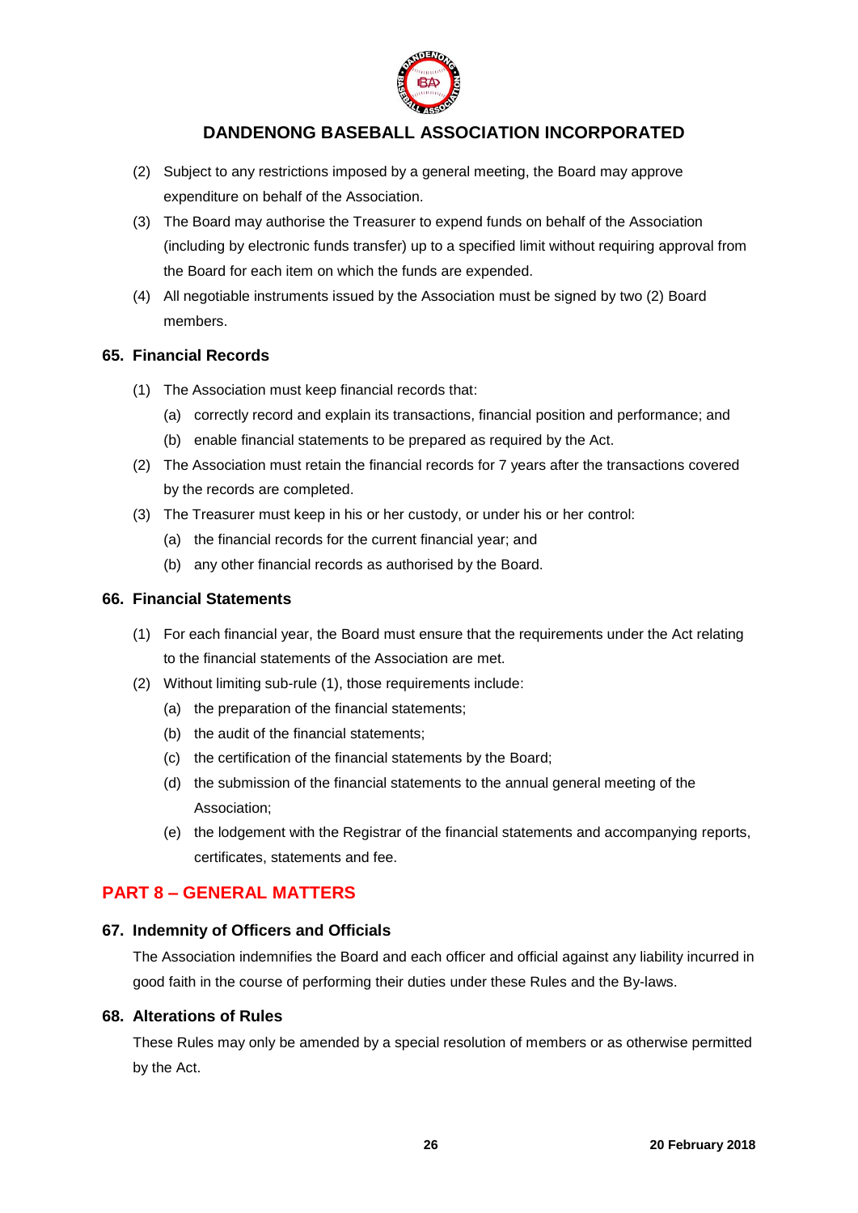(2) Subject to any restrictions imposed by a general meeting, the Board may approve expenditure on behalf of the Association.

(3) The Board may authorise the Treasurer to expend funds on behalf of the Association (including by electronic funds transfer) up to a specified limit without requiring approval from the Board for each item on which the funds are expended.

(4) All negotiable instruments issued by the Association must be signed by two (2) Board members.

### 65. Financial Records

(1) The Association must keep financial records that:

(a) correctly record and explain its transactions, financial position and performance; and

(b) enable financial statements to be prepared as required by the Act.

(2) The Association must retain the financial records for 7 years after the transactions covered by the records are completed.

(3) The Treasurer must keep in his or her custody, or under his or her control:

(a) the financial records for the current financial year; and

(b) any other financial records as authorised by the Board.

### 66. Financial Statements

(1) For each financial year, the Board must ensure that the requirements under the Act relating to the financial statements of the Association are met.

(2) Without limiting sub-rule (1), those requirements include:

(a) the preparation of the financial statements;

(b) the audit of the financial statements;

(c) the certification of the financial statements by the Board;

(d) the submission of the financial statements to the annual general meeting of the Association;

(e) the lodgement with the Registrar of the financial statements and accompanying reports, certificates, statements and fee.

## PART 8 – GENERAL MATTERS

### 67. Indemnity of Officers and Officials

The Association indemnifies the Board and each officer and official against any liability incurred in good faith in the course of performing their duties under these Rules and the By-laws.

### 68. Alterations of Rules

These Rules may only be amended by a special resolution of members or as otherwise permitted by the Act.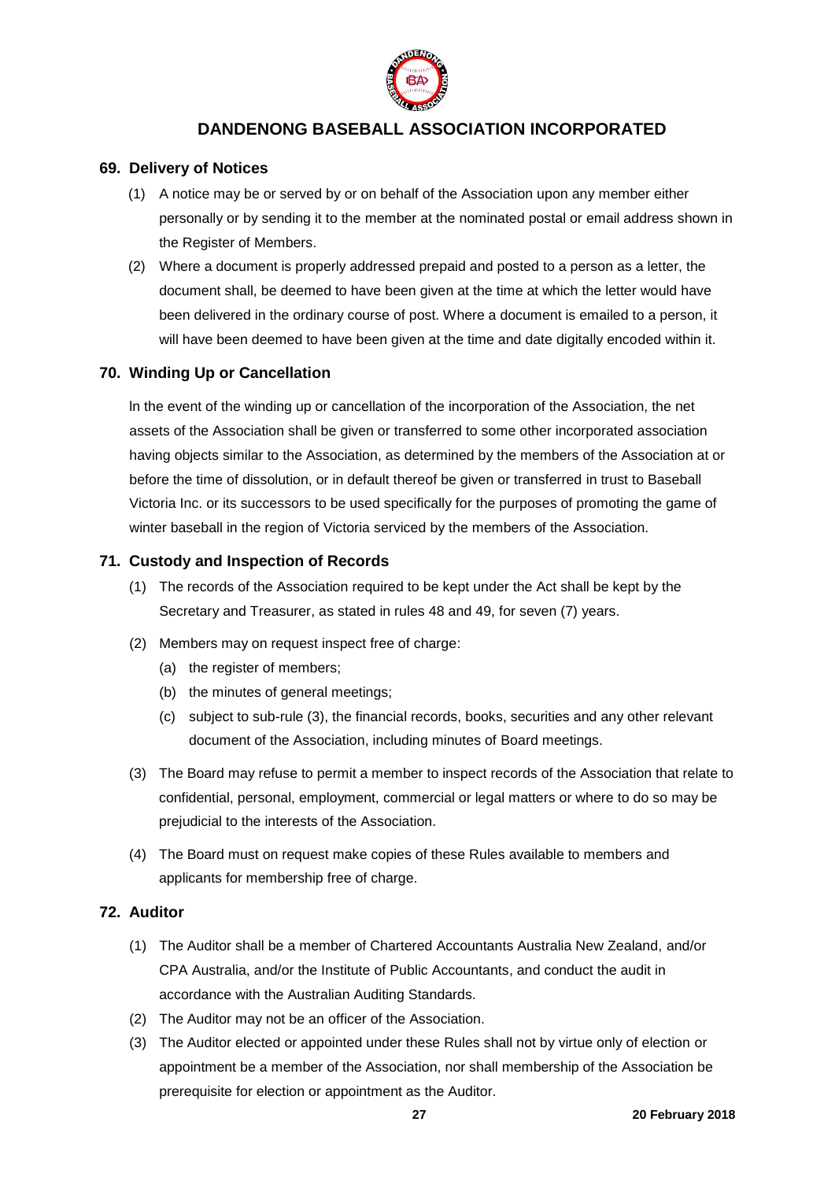## 69. Delivery of Notices

(1) A notice may be or served by or on behalf of the Association upon any member either personally or by sending it to the member at the nominated postal or email address shown in the Register of Members.

(2) Where a document is properly addressed prepaid and posted to a person as a letter, the document shall, be deemed to have been given at the time at which the letter would have been delivered in the ordinary course of post. Where a document is emailed to a person, it will have been deemed to have been given at the time and date digitally encoded within it.

## 70. Winding Up or Cancellation

In the event of the winding up or cancellation of the incorporation of the Association, the net assets of the Association shall be given or transferred to some other incorporated association having objects similar to the Association, as determined by the members of the Association at or before the time of dissolution, or in default thereof be given or transferred in trust to Baseball Victoria Inc. or its successors to be used specifically for the purposes of promoting the game of winter baseball in the region of Victoria serviced by the members of the Association.

## 71. Custody and Inspection of Records

(1) The records of the Association required to be kept under the Act shall be kept by the Secretary and Treasurer, as stated in rules 48 and 49, for seven (7) years.

(2) Members may on request inspect free of charge:

(a) the register of members;

(b) the minutes of general meetings;

(c) subject to sub-rule (3), the financial records, books, securities and any other relevant document of the Association, including minutes of Board meetings.

(3) The Board may refuse to permit a member to inspect records of the Association that relate to confidential, personal, employment, commercial or legal matters or where to do so may be prejudicial to the interests of the Association.

(4) The Board must on request make copies of these Rules available to members and applicants for membership free of charge.

## 72. Auditor

(1) The Auditor shall be a member of Chartered Accountants Australia New Zealand, and/or CPA Australia, and/or the Institute of Public Accountants, and conduct the audit in accordance with the Australian Auditing Standards.

(2) The Auditor may not be an officer of the Association.

(3) The Auditor elected or appointed under these Rules shall not by virtue only of election or appointment be a member of the Association, nor shall membership of the Association be prerequisite for election or appointment as the Auditor.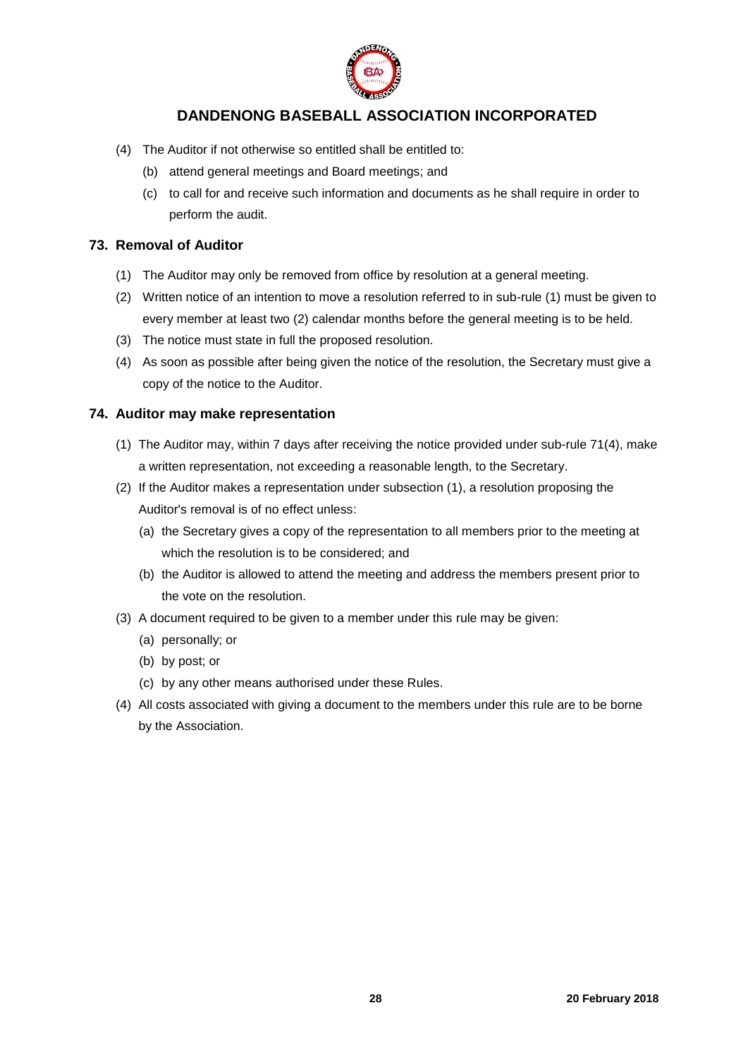(4) The Auditor if not otherwise so entitled shall be entitled to:

   (b) attend general meetings and Board meetings; and

   (c) to call for and receive such information and documents as he shall require in order to perform the audit.

## 73. Removal of Auditor

(1) The Auditor may only be removed from office by resolution at a general meeting.

(2) Written notice of an intention to move a resolution referred to in sub-rule (1) must be given to every member at least two (2) calendar months before the general meeting is to be held.

(3) The notice must state in full the proposed resolution.

(4) As soon as possible after being given the notice of the resolution, the Secretary must give a copy of the notice to the Auditor.

## 74. Auditor may make representation

(1) The Auditor may, within 7 days after receiving the notice provided under sub-rule 71(4), make a written representation, not exceeding a reasonable length, to the Secretary.

(2) If the Auditor makes a representation under subsection (1), a resolution proposing the Auditor's removal is of no effect unless:

   (a) the Secretary gives a copy of the representation to all members prior to the meeting at which the resolution is to be considered; and

   (b) the Auditor is allowed to attend the meeting and address the members present prior to the vote on the resolution.

(3) A document required to be given to a member under this rule may be given:

   (a) personally; or

   (b) by post; or

   (c) by any other means authorised under these Rules.

(4) All costs associated with giving a document to the members under this rule are to be borne by the Association.